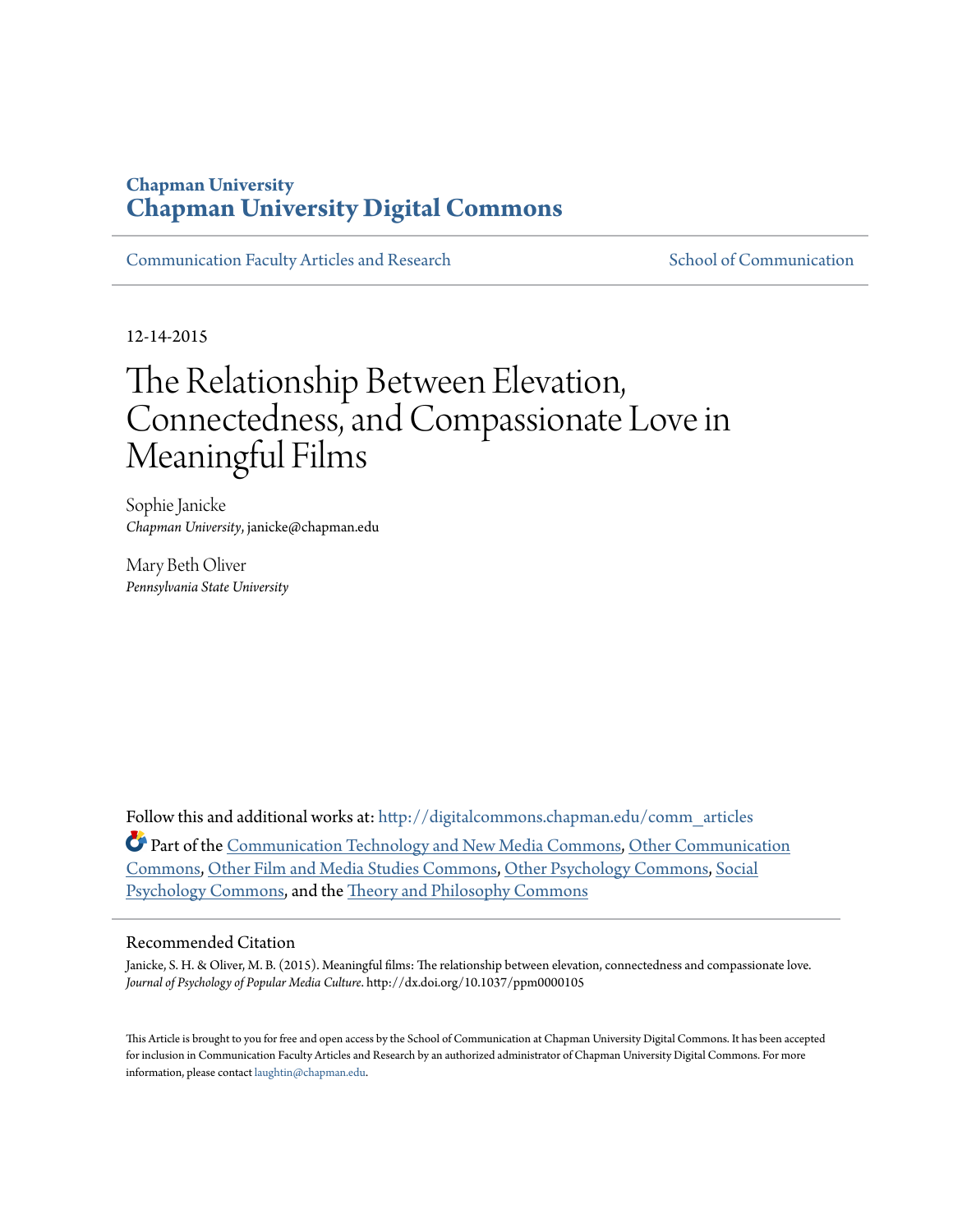**Chapman University**
**Chapman University Digital Commons**

Communication Faculty Articles and Research | School of Communication

12-14-2015

# The Relationship Between Elevation, Connectedness, and Compassionate Love in Meaningful Films

Sophie Janicke
*Chapman University*, janicke@chapman.edu

Mary Beth Oliver
*Pennsylvania State University*

Follow this and additional works at: http://digitalcommons.chapman.edu/comm_articles

Part of the Communication Technology and New Media Commons, Other Communication Commons, Other Film and Media Studies Commons, Other Psychology Commons, Social Psychology Commons, and the Theory and Philosophy Commons

## Recommended Citation

Janicke, S. H. & Oliver, M. B. (2015). Meaningful films: The relationship between elevation, connectedness and compassionate love. *Journal of Psychology of Popular Media Culture*. http://dx.doi.org/10.1037/ppm0000105

This Article is brought to you for free and open access by the School of Communication at Chapman University Digital Commons. It has been accepted for inclusion in Communication Faculty Articles and Research by an authorized administrator of Chapman University Digital Commons. For more information, please contact laughtin@chapman.edu.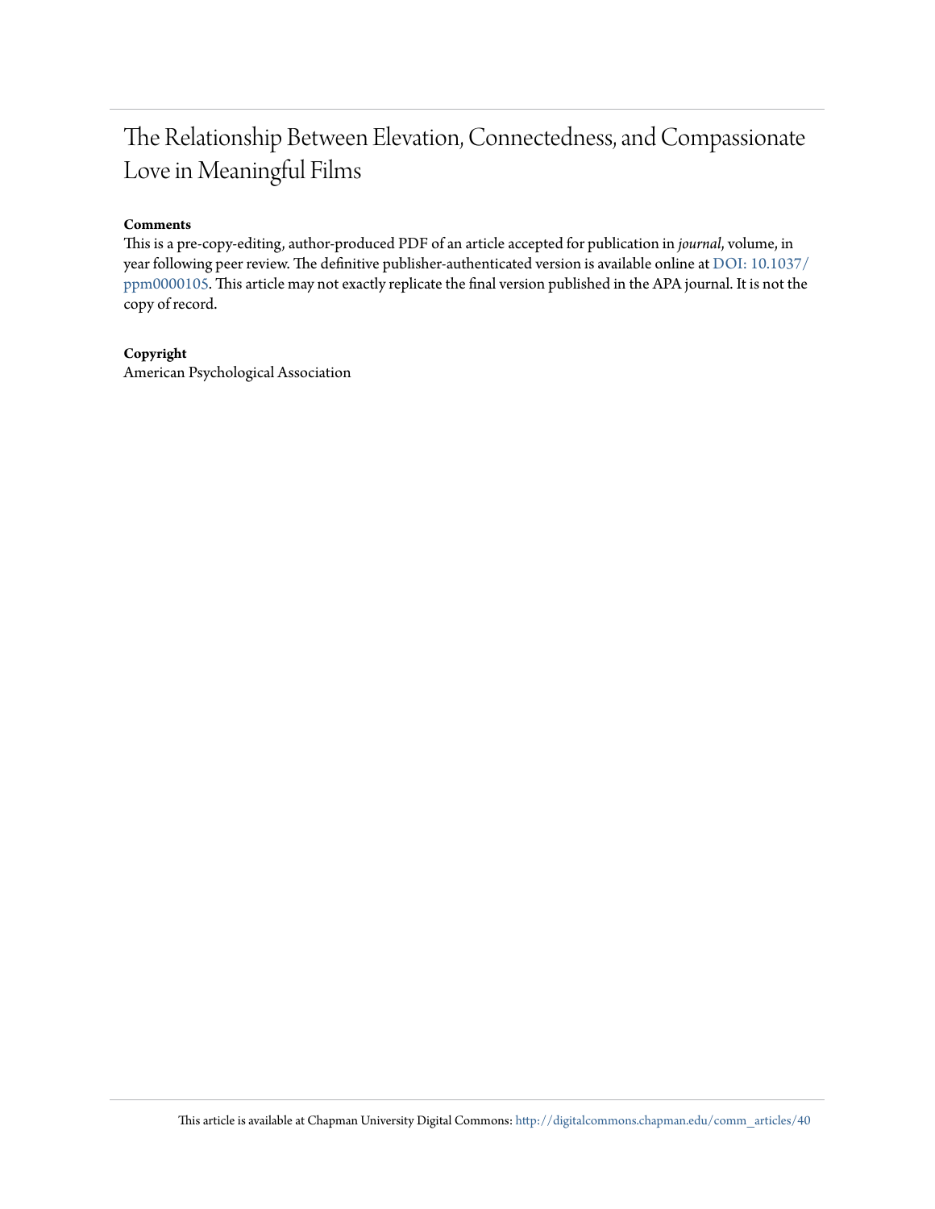# The Relationship Between Elevation, Connectedness, and Compassionate Love in Meaningful Films

**Comments**

This is a pre-copy-editing, author-produced PDF of an article accepted for publication in *journal*, volume, in year following peer review. The definitive publisher-authenticated version is available online at DOI: 10.1037/ppm0000105. This article may not exactly replicate the final version published in the APA journal. It is not the copy of record.

**Copyright**

American Psychological Association

This article is available at Chapman University Digital Commons: http://digitalcommons.chapman.edu/comm_articles/40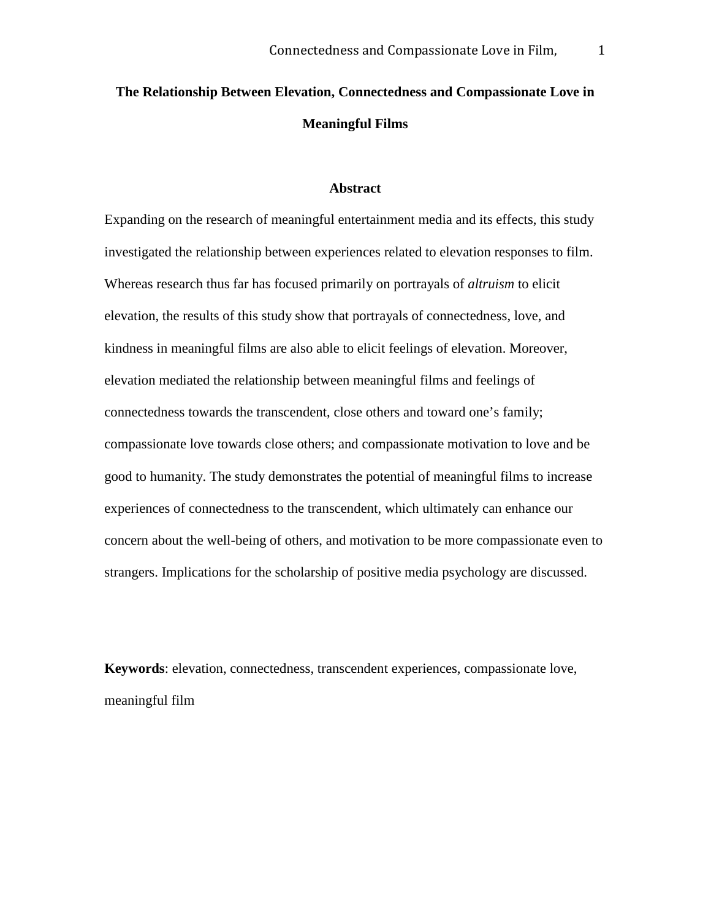# The Relationship Between Elevation, Connectedness and Compassionate Love in Meaningful Films

## Abstract

Expanding on the research of meaningful entertainment media and its effects, this study investigated the relationship between experiences related to elevation responses to film. Whereas research thus far has focused primarily on portrayals of *altruism* to elicit elevation, the results of this study show that portrayals of connectedness, love, and kindness in meaningful films are also able to elicit feelings of elevation. Moreover, elevation mediated the relationship between meaningful films and feelings of connectedness towards the transcendent, close others and toward one's family; compassionate love towards close others; and compassionate motivation to love and be good to humanity. The study demonstrates the potential of meaningful films to increase experiences of connectedness to the transcendent, which ultimately can enhance our concern about the well-being of others, and motivation to be more compassionate even to strangers. Implications for the scholarship of positive media psychology are discussed.

**Keywords**: elevation, connectedness, transcendent experiences, compassionate love, meaningful film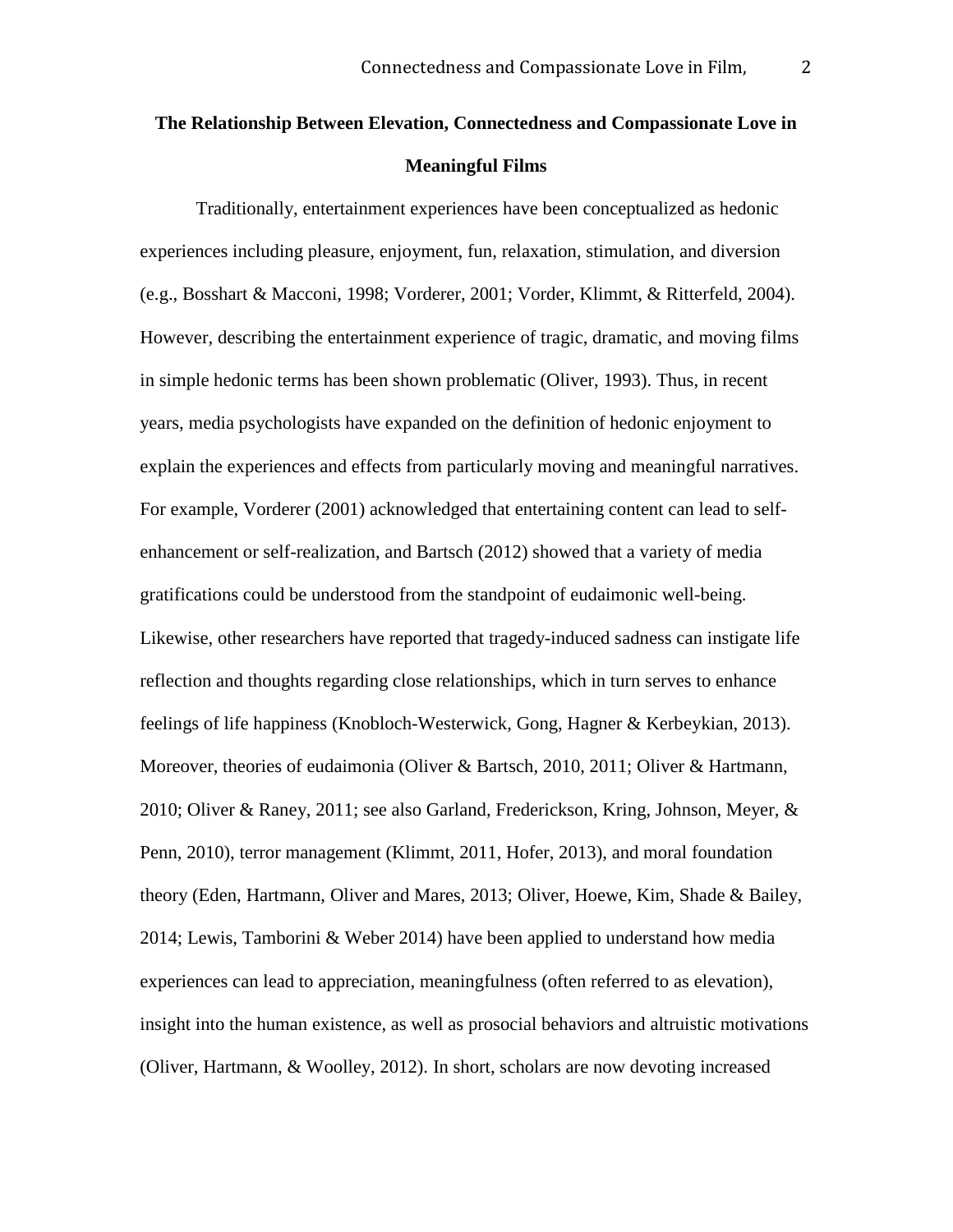**The Relationship Between Elevation, Connectedness and Compassionate Love in Meaningful Films**

Traditionally, entertainment experiences have been conceptualized as hedonic experiences including pleasure, enjoyment, fun, relaxation, stimulation, and diversion (e.g., Bosshart & Macconi, 1998; Vorderer, 2001; Vorder, Klimmt, & Ritterfeld, 2004). However, describing the entertainment experience of tragic, dramatic, and moving films in simple hedonic terms has been shown problematic (Oliver, 1993). Thus, in recent years, media psychologists have expanded on the definition of hedonic enjoyment to explain the experiences and effects from particularly moving and meaningful narratives. For example, Vorderer (2001) acknowledged that entertaining content can lead to self-enhancement or self-realization, and Bartsch (2012) showed that a variety of media gratifications could be understood from the standpoint of eudaimonic well-being. Likewise, other researchers have reported that tragedy-induced sadness can instigate life reflection and thoughts regarding close relationships, which in turn serves to enhance feelings of life happiness (Knobloch-Westerwick, Gong, Hagner & Kerbeykian, 2013). Moreover, theories of eudaimonia (Oliver & Bartsch, 2010, 2011; Oliver & Hartmann, 2010; Oliver & Raney, 2011; see also Garland, Frederickson, Kring, Johnson, Meyer, & Penn, 2010), terror management (Klimmt, 2011, Hofer, 2013), and moral foundation theory (Eden, Hartmann, Oliver and Mares, 2013; Oliver, Hoewe, Kim, Shade & Bailey, 2014; Lewis, Tamborini & Weber 2014) have been applied to understand how media experiences can lead to appreciation, meaningfulness (often referred to as elevation), insight into the human existence, as well as prosocial behaviors and altruistic motivations (Oliver, Hartmann, & Woolley, 2012). In short, scholars are now devoting increased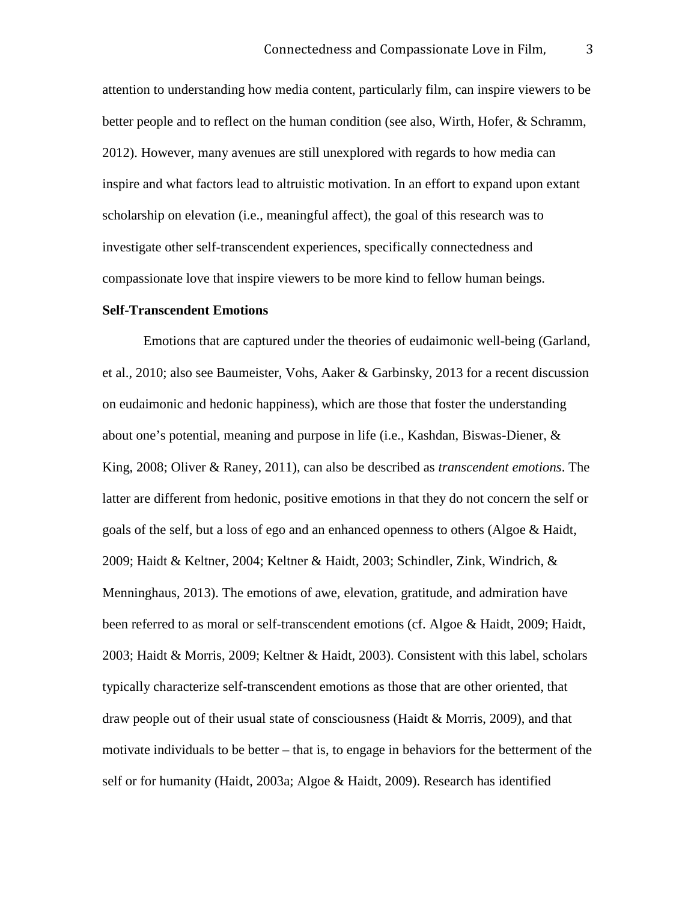attention to understanding how media content, particularly film, can inspire viewers to be better people and to reflect on the human condition (see also, Wirth, Hofer, & Schramm, 2012). However, many avenues are still unexplored with regards to how media can inspire and what factors lead to altruistic motivation. In an effort to expand upon extant scholarship on elevation (i.e., meaningful affect), the goal of this research was to investigate other self-transcendent experiences, specifically connectedness and compassionate love that inspire viewers to be more kind to fellow human beings.

**Self-Transcendent Emotions**

Emotions that are captured under the theories of eudaimonic well-being (Garland, et al., 2010; also see Baumeister, Vohs, Aaker & Garbinsky, 2013 for a recent discussion on eudaimonic and hedonic happiness), which are those that foster the understanding about one's potential, meaning and purpose in life (i.e., Kashdan, Biswas-Diener, & King, 2008; Oliver & Raney, 2011), can also be described as *transcendent emotions*. The latter are different from hedonic, positive emotions in that they do not concern the self or goals of the self, but a loss of ego and an enhanced openness to others (Algoe & Haidt, 2009; Haidt & Keltner, 2004; Keltner & Haidt, 2003; Schindler, Zink, Windrich, & Menninghaus, 2013). The emotions of awe, elevation, gratitude, and admiration have been referred to as moral or self-transcendent emotions (cf. Algoe & Haidt, 2009; Haidt, 2003; Haidt & Morris, 2009; Keltner & Haidt, 2003). Consistent with this label, scholars typically characterize self-transcendent emotions as those that are other oriented, that draw people out of their usual state of consciousness (Haidt & Morris, 2009), and that motivate individuals to be better – that is, to engage in behaviors for the betterment of the self or for humanity (Haidt, 2003a; Algoe & Haidt, 2009). Research has identified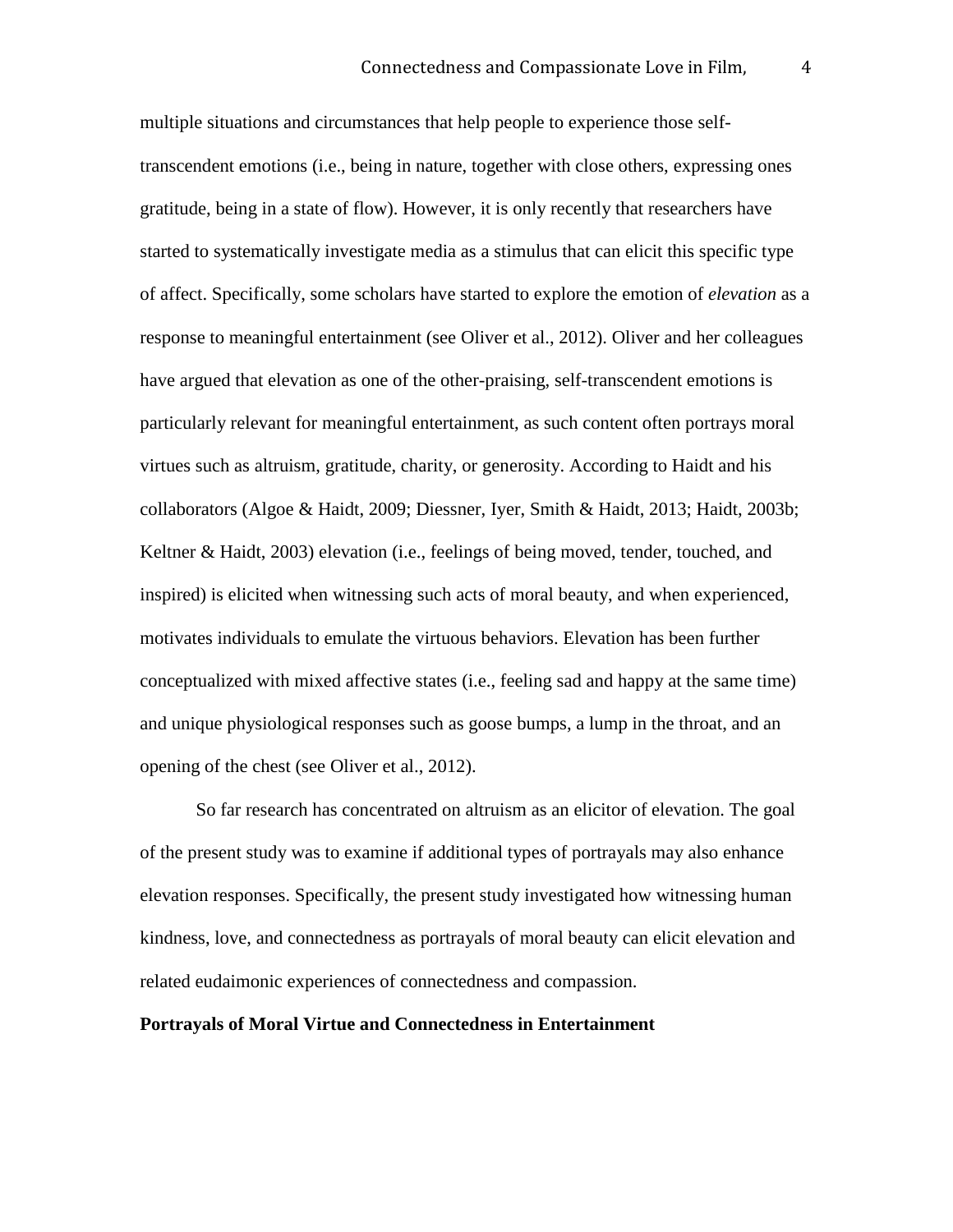multiple situations and circumstances that help people to experience those self-transcendent emotions (i.e., being in nature, together with close others, expressing ones gratitude, being in a state of flow). However, it is only recently that researchers have started to systematically investigate media as a stimulus that can elicit this specific type of affect. Specifically, some scholars have started to explore the emotion of *elevation* as a response to meaningful entertainment (see Oliver et al., 2012). Oliver and her colleagues have argued that elevation as one of the other-praising, self-transcendent emotions is particularly relevant for meaningful entertainment, as such content often portrays moral virtues such as altruism, gratitude, charity, or generosity. According to Haidt and his collaborators (Algoe & Haidt, 2009; Diessner, Iyer, Smith & Haidt, 2013; Haidt, 2003b; Keltner & Haidt, 2003) elevation (i.e., feelings of being moved, tender, touched, and inspired) is elicited when witnessing such acts of moral beauty, and when experienced, motivates individuals to emulate the virtuous behaviors. Elevation has been further conceptualized with mixed affective states (i.e., feeling sad and happy at the same time) and unique physiological responses such as goose bumps, a lump in the throat, and an opening of the chest (see Oliver et al., 2012).

So far research has concentrated on altruism as an elicitor of elevation. The goal of the present study was to examine if additional types of portrayals may also enhance elevation responses. Specifically, the present study investigated how witnessing human kindness, love, and connectedness as portrayals of moral beauty can elicit elevation and related eudaimonic experiences of connectedness and compassion.

**Portrayals of Moral Virtue and Connectedness in Entertainment**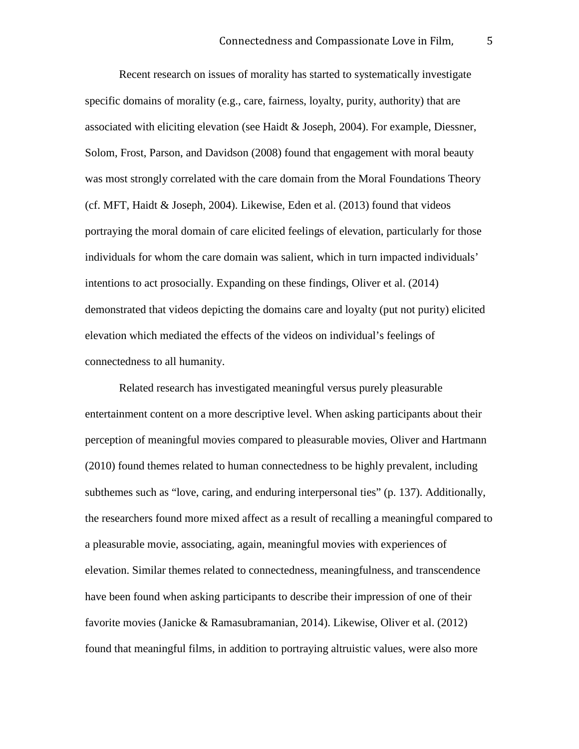Recent research on issues of morality has started to systematically investigate specific domains of morality (e.g., care, fairness, loyalty, purity, authority) that are associated with eliciting elevation (see Haidt & Joseph, 2004). For example, Diessner, Solom, Frost, Parson, and Davidson (2008) found that engagement with moral beauty was most strongly correlated with the care domain from the Moral Foundations Theory (cf. MFT, Haidt & Joseph, 2004). Likewise, Eden et al. (2013) found that videos portraying the moral domain of care elicited feelings of elevation, particularly for those individuals for whom the care domain was salient, which in turn impacted individuals' intentions to act prosocially. Expanding on these findings, Oliver et al. (2014) demonstrated that videos depicting the domains care and loyalty (put not purity) elicited elevation which mediated the effects of the videos on individual's feelings of connectedness to all humanity.

Related research has investigated meaningful versus purely pleasurable entertainment content on a more descriptive level. When asking participants about their perception of meaningful movies compared to pleasurable movies, Oliver and Hartmann (2010) found themes related to human connectedness to be highly prevalent, including subthemes such as "love, caring, and enduring interpersonal ties" (p. 137). Additionally, the researchers found more mixed affect as a result of recalling a meaningful compared to a pleasurable movie, associating, again, meaningful movies with experiences of elevation. Similar themes related to connectedness, meaningfulness, and transcendence have been found when asking participants to describe their impression of one of their favorite movies (Janicke & Ramasubramanian, 2014). Likewise, Oliver et al. (2012) found that meaningful films, in addition to portraying altruistic values, were also more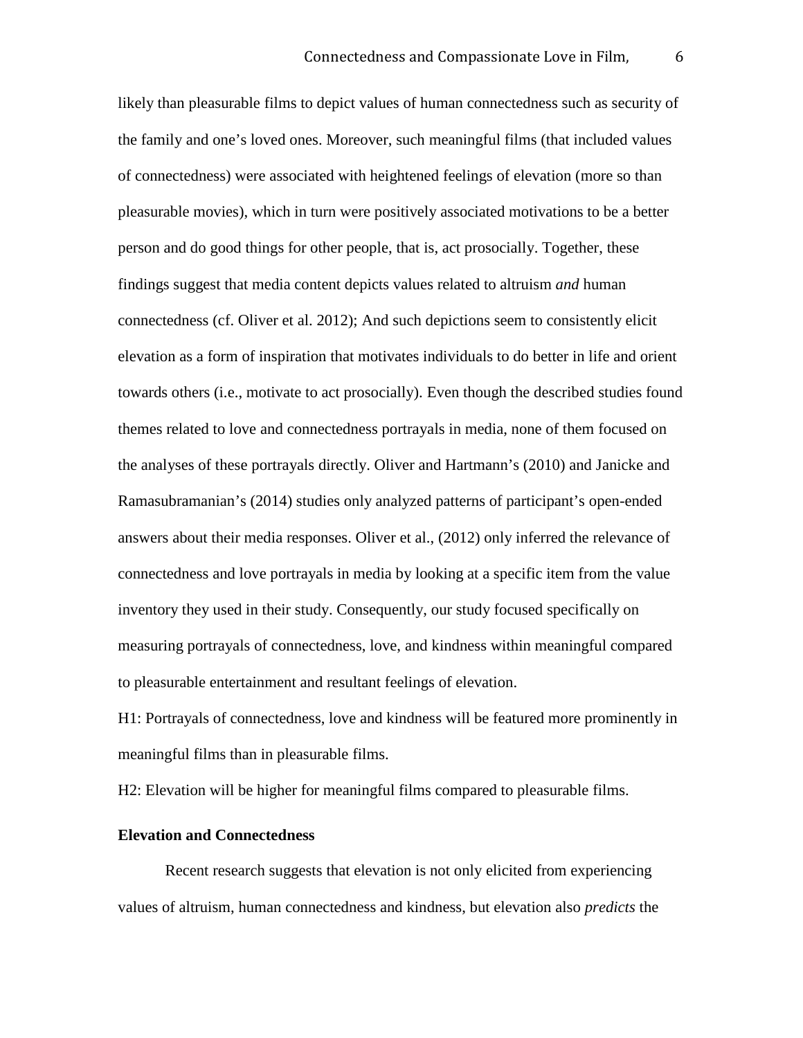likely than pleasurable films to depict values of human connectedness such as security of the family and one's loved ones. Moreover, such meaningful films (that included values of connectedness) were associated with heightened feelings of elevation (more so than pleasurable movies), which in turn were positively associated motivations to be a better person and do good things for other people, that is, act prosocially. Together, these findings suggest that media content depicts values related to altruism *and* human connectedness (cf. Oliver et al. 2012); And such depictions seem to consistently elicit elevation as a form of inspiration that motivates individuals to do better in life and orient towards others (i.e., motivate to act prosocially). Even though the described studies found themes related to love and connectedness portrayals in media, none of them focused on the analyses of these portrayals directly. Oliver and Hartmann's (2010) and Janicke and Ramasubramanian's (2014) studies only analyzed patterns of participant's open-ended answers about their media responses. Oliver et al., (2012) only inferred the relevance of connectedness and love portrayals in media by looking at a specific item from the value inventory they used in their study. Consequently, our study focused specifically on measuring portrayals of connectedness, love, and kindness within meaningful compared to pleasurable entertainment and resultant feelings of elevation.

H1: Portrayals of connectedness, love and kindness will be featured more prominently in meaningful films than in pleasurable films.

H2: Elevation will be higher for meaningful films compared to pleasurable films.

**Elevation and Connectedness**

Recent research suggests that elevation is not only elicited from experiencing values of altruism, human connectedness and kindness, but elevation also *predicts* the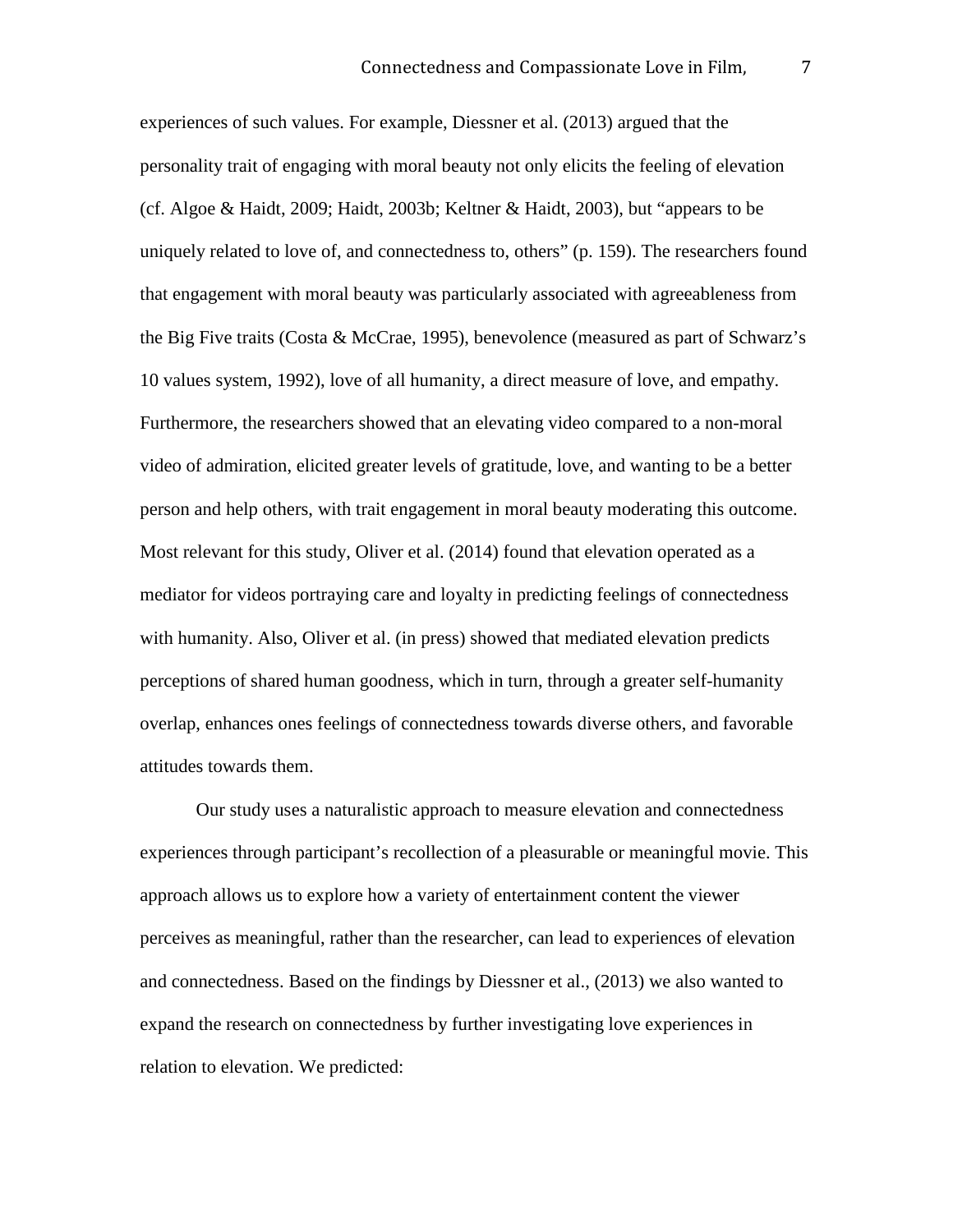experiences of such values. For example, Diessner et al. (2013) argued that the personality trait of engaging with moral beauty not only elicits the feeling of elevation (cf. Algoe & Haidt, 2009; Haidt, 2003b; Keltner & Haidt, 2003), but "appears to be uniquely related to love of, and connectedness to, others" (p. 159). The researchers found that engagement with moral beauty was particularly associated with agreeableness from the Big Five traits (Costa & McCrae, 1995), benevolence (measured as part of Schwarz's 10 values system, 1992), love of all humanity, a direct measure of love, and empathy. Furthermore, the researchers showed that an elevating video compared to a non-moral video of admiration, elicited greater levels of gratitude, love, and wanting to be a better person and help others, with trait engagement in moral beauty moderating this outcome. Most relevant for this study, Oliver et al. (2014) found that elevation operated as a mediator for videos portraying care and loyalty in predicting feelings of connectedness with humanity. Also, Oliver et al. (in press) showed that mediated elevation predicts perceptions of shared human goodness, which in turn, through a greater self-humanity overlap, enhances ones feelings of connectedness towards diverse others, and favorable attitudes towards them.

Our study uses a naturalistic approach to measure elevation and connectedness experiences through participant's recollection of a pleasurable or meaningful movie. This approach allows us to explore how a variety of entertainment content the viewer perceives as meaningful, rather than the researcher, can lead to experiences of elevation and connectedness. Based on the findings by Diessner et al., (2013) we also wanted to expand the research on connectedness by further investigating love experiences in relation to elevation. We predicted: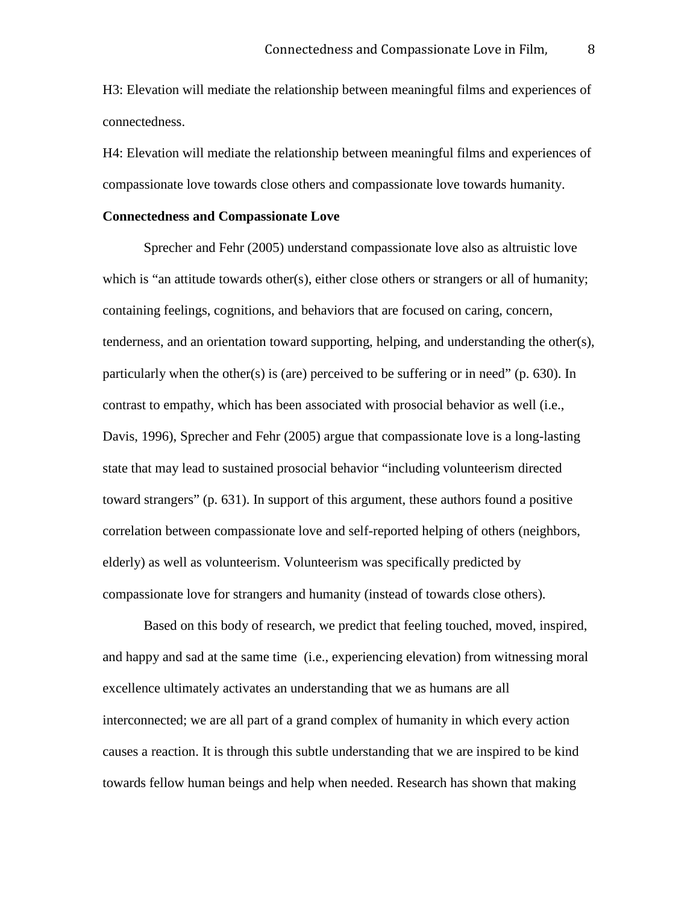H3: Elevation will mediate the relationship between meaningful films and experiences of connectedness.

H4: Elevation will mediate the relationship between meaningful films and experiences of compassionate love towards close others and compassionate love towards humanity.

**Connectedness and Compassionate Love**

Sprecher and Fehr (2005) understand compassionate love also as altruistic love which is “an attitude towards other(s), either close others or strangers or all of humanity; containing feelings, cognitions, and behaviors that are focused on caring, concern, tenderness, and an orientation toward supporting, helping, and understanding the other(s), particularly when the other(s) is (are) perceived to be suffering or in need” (p. 630). In contrast to empathy, which has been associated with prosocial behavior as well (i.e., Davis, 1996), Sprecher and Fehr (2005) argue that compassionate love is a long-lasting state that may lead to sustained prosocial behavior “including volunteerism directed toward strangers” (p. 631). In support of this argument, these authors found a positive correlation between compassionate love and self-reported helping of others (neighbors, elderly) as well as volunteerism. Volunteerism was specifically predicted by compassionate love for strangers and humanity (instead of towards close others).

Based on this body of research, we predict that feeling touched, moved, inspired, and happy and sad at the same time (i.e., experiencing elevation) from witnessing moral excellence ultimately activates an understanding that we as humans are all interconnected; we are all part of a grand complex of humanity in which every action causes a reaction. It is through this subtle understanding that we are inspired to be kind towards fellow human beings and help when needed. Research has shown that making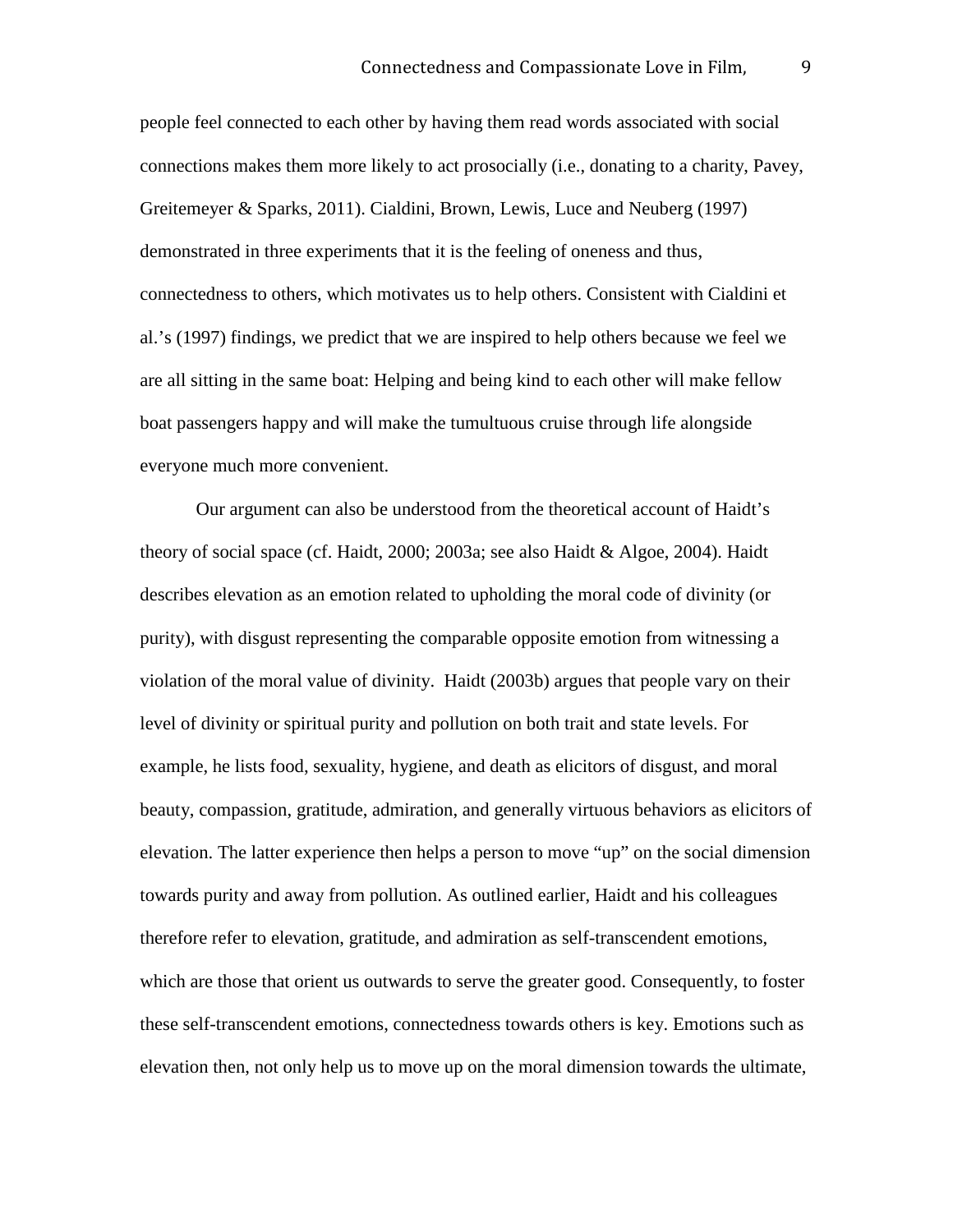people feel connected to each other by having them read words associated with social connections makes them more likely to act prosocially (i.e., donating to a charity, Pavey, Greitemeyer & Sparks, 2011). Cialdini, Brown, Lewis, Luce and Neuberg (1997) demonstrated in three experiments that it is the feeling of oneness and thus, connectedness to others, which motivates us to help others. Consistent with Cialdini et al.'s (1997) findings, we predict that we are inspired to help others because we feel we are all sitting in the same boat: Helping and being kind to each other will make fellow boat passengers happy and will make the tumultuous cruise through life alongside everyone much more convenient.

Our argument can also be understood from the theoretical account of Haidt's theory of social space (cf. Haidt, 2000; 2003a; see also Haidt & Algoe, 2004). Haidt describes elevation as an emotion related to upholding the moral code of divinity (or purity), with disgust representing the comparable opposite emotion from witnessing a violation of the moral value of divinity. Haidt (2003b) argues that people vary on their level of divinity or spiritual purity and pollution on both trait and state levels. For example, he lists food, sexuality, hygiene, and death as elicitors of disgust, and moral beauty, compassion, gratitude, admiration, and generally virtuous behaviors as elicitors of elevation. The latter experience then helps a person to move "up" on the social dimension towards purity and away from pollution. As outlined earlier, Haidt and his colleagues therefore refer to elevation, gratitude, and admiration as self-transcendent emotions, which are those that orient us outwards to serve the greater good. Consequently, to foster these self-transcendent emotions, connectedness towards others is key. Emotions such as elevation then, not only help us to move up on the moral dimension towards the ultimate,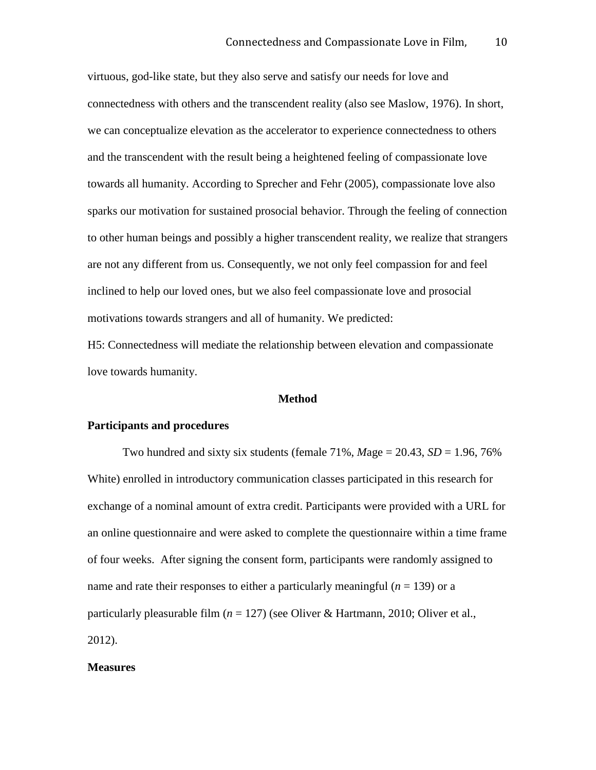virtuous, god-like state, but they also serve and satisfy our needs for love and connectedness with others and the transcendent reality (also see Maslow, 1976). In short, we can conceptualize elevation as the accelerator to experience connectedness to others and the transcendent with the result being a heightened feeling of compassionate love towards all humanity. According to Sprecher and Fehr (2005), compassionate love also sparks our motivation for sustained prosocial behavior. Through the feeling of connection to other human beings and possibly a higher transcendent reality, we realize that strangers are not any different from us. Consequently, we not only feel compassion for and feel inclined to help our loved ones, but we also feel compassionate love and prosocial motivations towards strangers and all of humanity. We predicted:

H5: Connectedness will mediate the relationship between elevation and compassionate love towards humanity.

## Method

### Participants and procedures

Two hundred and sixty six students (female 71%, *M*age = 20.43, *SD* = 1.96, 76% White) enrolled in introductory communication classes participated in this research for exchange of a nominal amount of extra credit. Participants were provided with a URL for an online questionnaire and were asked to complete the questionnaire within a time frame of four weeks. After signing the consent form, participants were randomly assigned to name and rate their responses to either a particularly meaningful (*n* = 139) or a particularly pleasurable film (*n* = 127) (see Oliver & Hartmann, 2010; Oliver et al., 2012).

### Measures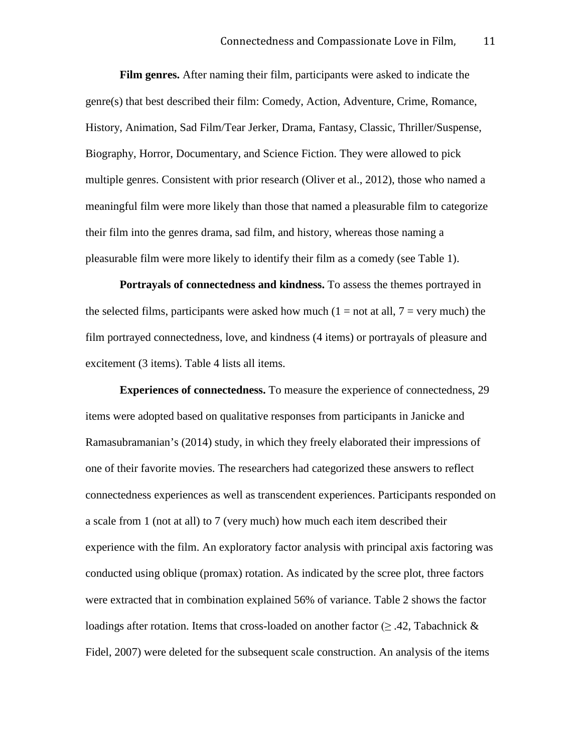**Film genres.** After naming their film, participants were asked to indicate the genre(s) that best described their film: Comedy, Action, Adventure, Crime, Romance, History, Animation, Sad Film/Tear Jerker, Drama, Fantasy, Classic, Thriller/Suspense, Biography, Horror, Documentary, and Science Fiction. They were allowed to pick multiple genres. Consistent with prior research (Oliver et al., 2012), those who named a meaningful film were more likely than those that named a pleasurable film to categorize their film into the genres drama, sad film, and history, whereas those naming a pleasurable film were more likely to identify their film as a comedy (see Table 1).

**Portrayals of connectedness and kindness.** To assess the themes portrayed in the selected films, participants were asked how much (1 = not at all, 7 = very much) the film portrayed connectedness, love, and kindness (4 items) or portrayals of pleasure and excitement (3 items). Table 4 lists all items.

**Experiences of connectedness.** To measure the experience of connectedness, 29 items were adopted based on qualitative responses from participants in Janicke and Ramasubramanian's (2014) study, in which they freely elaborated their impressions of one of their favorite movies. The researchers had categorized these answers to reflect connectedness experiences as well as transcendent experiences. Participants responded on a scale from 1 (not at all) to 7 (very much) how much each item described their experience with the film. An exploratory factor analysis with principal axis factoring was conducted using oblique (promax) rotation. As indicated by the scree plot, three factors were extracted that in combination explained 56% of variance. Table 2 shows the factor loadings after rotation. Items that cross-loaded on another factor ($\geq .42$, Tabachnick & Fidel, 2007) were deleted for the subsequent scale construction. An analysis of the items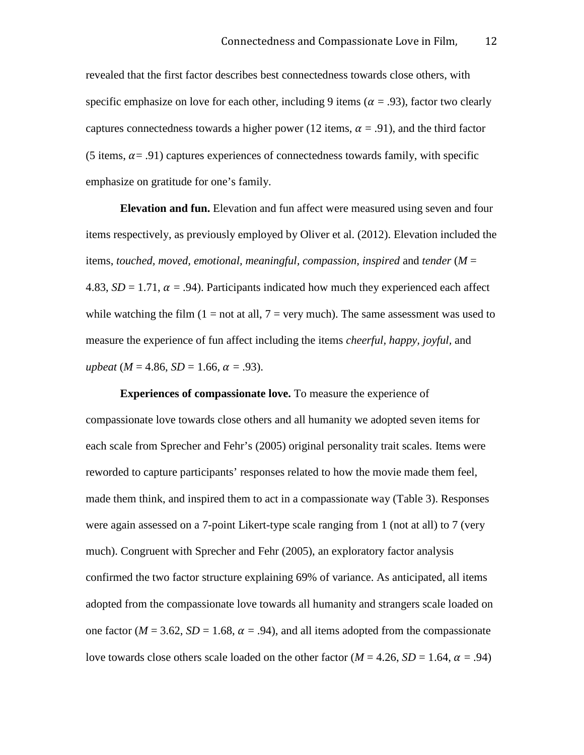revealed that the first factor describes best connectedness towards close others, with specific emphasize on love for each other, including 9 items ($\alpha$ = .93), factor two clearly captures connectedness towards a higher power (12 items, $\alpha$ = .91), and the third factor (5 items, $\alpha$= .91) captures experiences of connectedness towards family, with specific emphasize on gratitude for one's family.

**Elevation and fun.** Elevation and fun affect were measured using seven and four items respectively, as previously employed by Oliver et al. (2012). Elevation included the items, *touched, moved, emotional, meaningful, compassion, inspired* and *tender* ($M$ = 4.83, $SD$ = 1.71, $\alpha$ = .94). Participants indicated how much they experienced each affect while watching the film (1 = not at all, 7 = very much). The same assessment was used to measure the experience of fun affect including the items *cheerful, happy, joyful,* and *upbeat* ($M$ = 4.86, $SD$ = 1.66, $\alpha$ = .93).

**Experiences of compassionate love.** To measure the experience of compassionate love towards close others and all humanity we adopted seven items for each scale from Sprecher and Fehr's (2005) original personality trait scales. Items were reworded to capture participants' responses related to how the movie made them feel, made them think, and inspired them to act in a compassionate way (Table 3). Responses were again assessed on a 7-point Likert-type scale ranging from 1 (not at all) to 7 (very much). Congruent with Sprecher and Fehr (2005), an exploratory factor analysis confirmed the two factor structure explaining 69% of variance. As anticipated, all items adopted from the compassionate love towards all humanity and strangers scale loaded on one factor ($M$ = 3.62, $SD$ = 1.68, $\alpha$ = .94), and all items adopted from the compassionate love towards close others scale loaded on the other factor ($M$ = 4.26, $SD$ = 1.64, $\alpha$ = .94)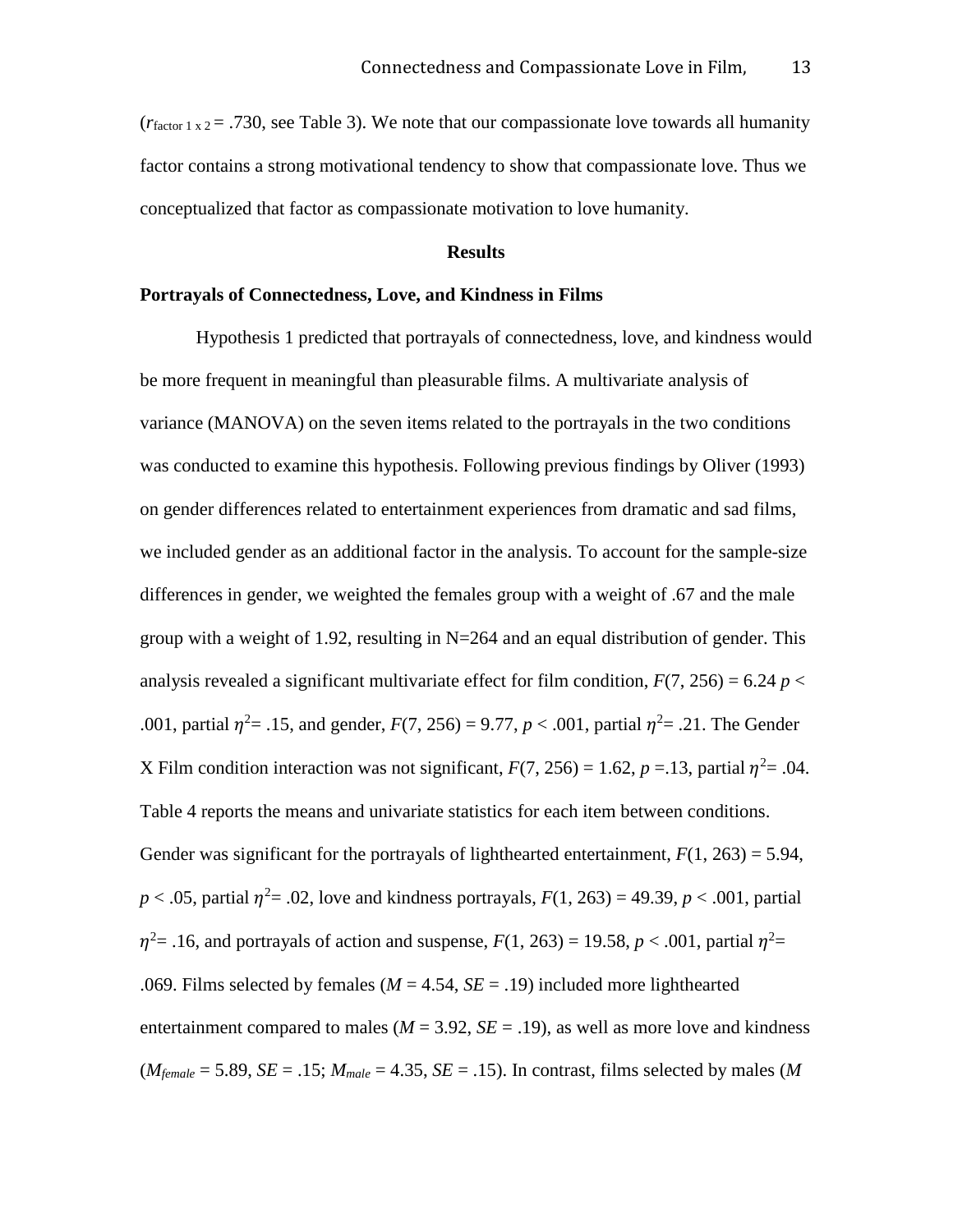($r_{\text{factor 1 x 2}}$ = .730, see Table 3). We note that our compassionate love towards all humanity factor contains a strong motivational tendency to show that compassionate love. Thus we conceptualized that factor as compassionate motivation to love humanity.

## Results

### Portrayals of Connectedness, Love, and Kindness in Films

Hypothesis 1 predicted that portrayals of connectedness, love, and kindness would be more frequent in meaningful than pleasurable films. A multivariate analysis of variance (MANOVA) on the seven items related to the portrayals in the two conditions was conducted to examine this hypothesis. Following previous findings by Oliver (1993) on gender differences related to entertainment experiences from dramatic and sad films, we included gender as an additional factor in the analysis. To account for the sample-size differences in gender, we weighted the females group with a weight of .67 and the male group with a weight of 1.92, resulting in N=264 and an equal distribution of gender. This analysis revealed a significant multivariate effect for film condition, $F(7, 256) = 6.24$ $p < .001$, partial $\eta^2 = .15$, and gender, $F(7, 256) = 9.77$, $p < .001$, partial $\eta^2 = .21$. The Gender X Film condition interaction was not significant, $F(7, 256) = 1.62$, $p = .13$, partial $\eta^2 = .04$. Table 4 reports the means and univariate statistics for each item between conditions. Gender was significant for the portrayals of lighthearted entertainment, $F(1, 263) = 5.94$, $p < .05$, partial $\eta^2 = .02$, love and kindness portrayals, $F(1, 263) = 49.39$, $p < .001$, partial $\eta^2 = .16$, and portrayals of action and suspense, $F(1, 263) = 19.58$, $p < .001$, partial $\eta^2 = .069$. Films selected by females ($M = 4.54$, $SE = .19$) included more lighthearted entertainment compared to males ($M = 3.92$, $SE = .19$), as well as more love and kindness ($M_{female} = 5.89$, $SE = .15$; $M_{male} = 4.35$, $SE = .15$). In contrast, films selected by males ($M$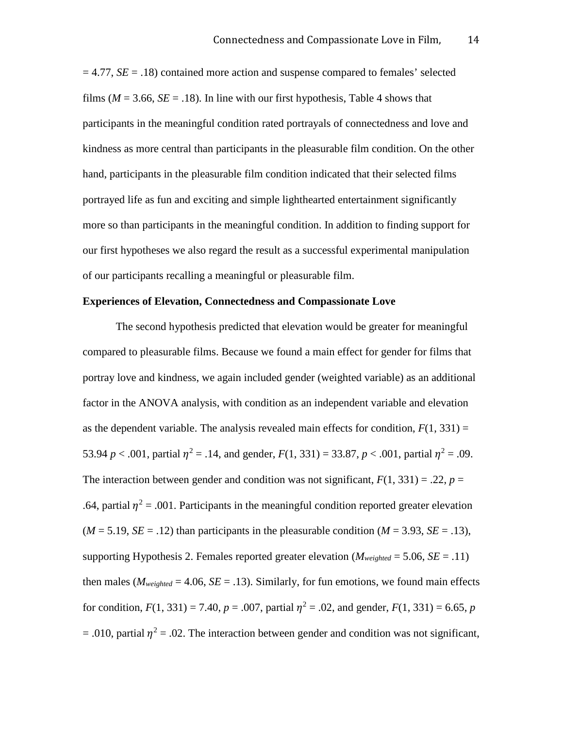= 4.77, *SE* = .18) contained more action and suspense compared to females' selected films ($M$ = 3.66, $SE$ = .18). In line with our first hypothesis, Table 4 shows that participants in the meaningful condition rated portrayals of connectedness and love and kindness as more central than participants in the pleasurable film condition. On the other hand, participants in the pleasurable film condition indicated that their selected films portrayed life as fun and exciting and simple lighthearted entertainment significantly more so than participants in the meaningful condition. In addition to finding support for our first hypotheses we also regard the result as a successful experimental manipulation of our participants recalling a meaningful or pleasurable film.

**Experiences of Elevation, Connectedness and Compassionate Love**

The second hypothesis predicted that elevation would be greater for meaningful compared to pleasurable films. Because we found a main effect for gender for films that portray love and kindness, we again included gender (weighted variable) as an additional factor in the ANOVA analysis, with condition as an independent variable and elevation as the dependent variable. The analysis revealed main effects for condition, $F(1, 331)$ = 53.94 $p < .001$, partial $\eta^2$ = .14, and gender, $F(1, 331)$ = 33.87, $p < .001$, partial $\eta^2$ = .09. The interaction between gender and condition was not significant, $F(1, 331)$ = .22, $p$ = .64, partial $\eta^2$ = .001. Participants in the meaningful condition reported greater elevation ($M$ = 5.19, $SE$ = .12) than participants in the pleasurable condition ($M$ = 3.93, $SE$ = .13), supporting Hypothesis 2. Females reported greater elevation ($M_{weighted}$ = 5.06, $SE$ = .11) then males ($M_{weighted}$ = 4.06, $SE$ = .13). Similarly, for fun emotions, we found main effects for condition, $F(1, 331)$ = 7.40, $p$ = .007, partial $\eta^2$ = .02, and gender, $F(1, 331)$ = 6.65, $p$ = .010, partial $\eta^2$ = .02. The interaction between gender and condition was not significant,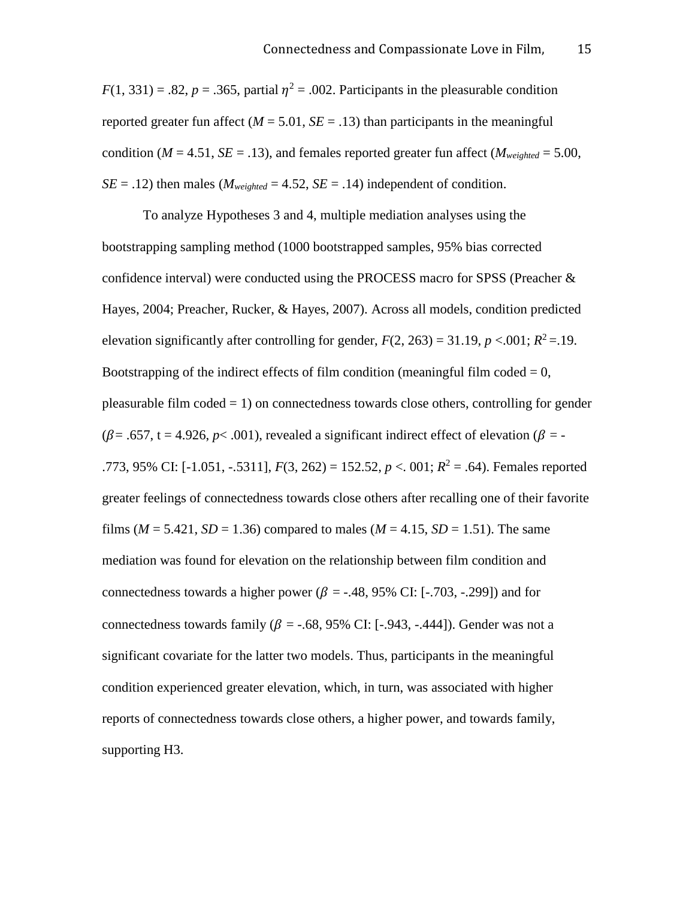$F(1, 331) = .82$, $p = .365$, partial $\eta^2 = .002$. Participants in the pleasurable condition reported greater fun affect ($M = 5.01$, $SE = .13$) than participants in the meaningful condition ($M = 4.51$, $SE = .13$), and females reported greater fun affect ($M_{weighted} = 5.00$, $SE = .12$) then males ($M_{weighted} = 4.52$, $SE = .14$) independent of condition.

To analyze Hypotheses 3 and 4, multiple mediation analyses using the bootstrapping sampling method (1000 bootstrapped samples, 95% bias corrected confidence interval) were conducted using the PROCESS macro for SPSS (Preacher & Hayes, 2004; Preacher, Rucker, & Hayes, 2007). Across all models, condition predicted elevation significantly after controlling for gender, $F(2, 263) = 31.19$, $p <.001$; $R^2 =.19$. Bootstrapping of the indirect effects of film condition (meaningful film coded = 0, pleasurable film coded = 1) on connectedness towards close others, controlling for gender ($\beta = .657$, t = 4.926, $p < .001$), revealed a significant indirect effect of elevation ($\beta = -.773$, 95% CI: [-1.051, -.5311], $F(3, 262) = 152.52$, $p <. 001$; $R^2 = .64$). Females reported greater feelings of connectedness towards close others after recalling one of their favorite films ($M = 5.421$, $SD = 1.36$) compared to males ($M = 4.15$, $SD = 1.51$). The same mediation was found for elevation on the relationship between film condition and connectedness towards a higher power ($\beta = -.48$, 95% CI: [-.703, -.299]) and for connectedness towards family ($\beta = -.68$, 95% CI: [-.943, -.444]). Gender was not a significant covariate for the latter two models. Thus, participants in the meaningful condition experienced greater elevation, which, in turn, was associated with higher reports of connectedness towards close others, a higher power, and towards family, supporting H3.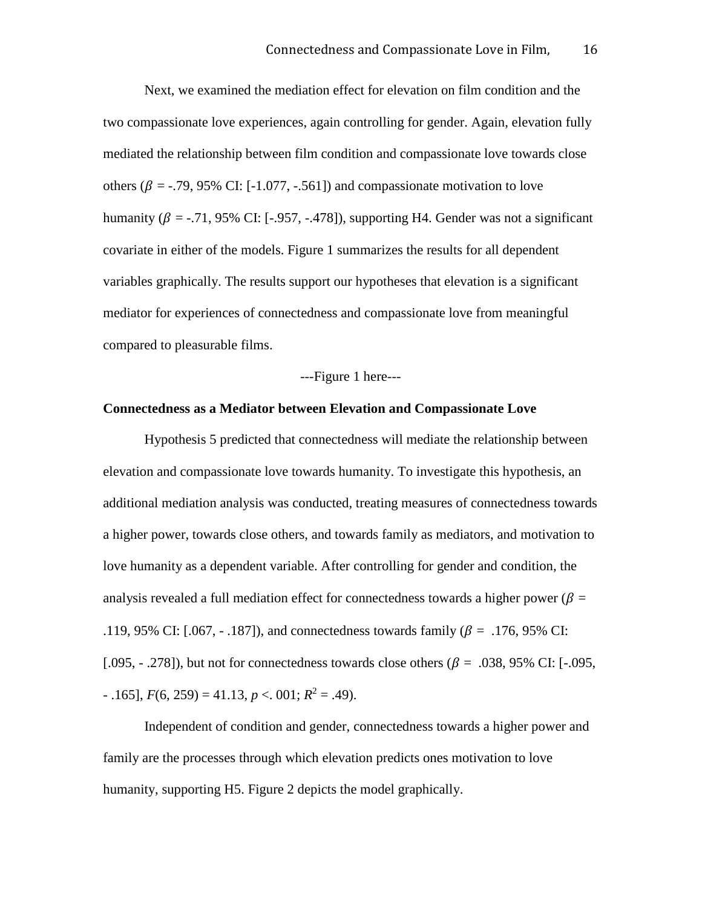Next, we examined the mediation effect for elevation on film condition and the two compassionate love experiences, again controlling for gender. Again, elevation fully mediated the relationship between film condition and compassionate love towards close others ($\beta$ = -.79, 95% CI: [-1.077, -.561]) and compassionate motivation to love humanity ($\beta$ = -.71, 95% CI: [-.957, -.478]), supporting H4. Gender was not a significant covariate in either of the models. Figure 1 summarizes the results for all dependent variables graphically. The results support our hypotheses that elevation is a significant mediator for experiences of connectedness and compassionate love from meaningful compared to pleasurable films.

---Figure 1 here---

**Connectedness as a Mediator between Elevation and Compassionate Love**

Hypothesis 5 predicted that connectedness will mediate the relationship between elevation and compassionate love towards humanity. To investigate this hypothesis, an additional mediation analysis was conducted, treating measures of connectedness towards a higher power, towards close others, and towards family as mediators, and motivation to love humanity as a dependent variable. After controlling for gender and condition, the analysis revealed a full mediation effect for connectedness towards a higher power ($\beta$ = .119, 95% CI: [.067, - .187]), and connectedness towards family ($\beta$ = .176, 95% CI: [.095, - .278]), but not for connectedness towards close others ($\beta$ = .038, 95% CI: [-.095, - .165], $F(6, 259) = 41.13$, $p <. 001$; $R^2 = .49$).

Independent of condition and gender, connectedness towards a higher power and family are the processes through which elevation predicts ones motivation to love humanity, supporting H5. Figure 2 depicts the model graphically.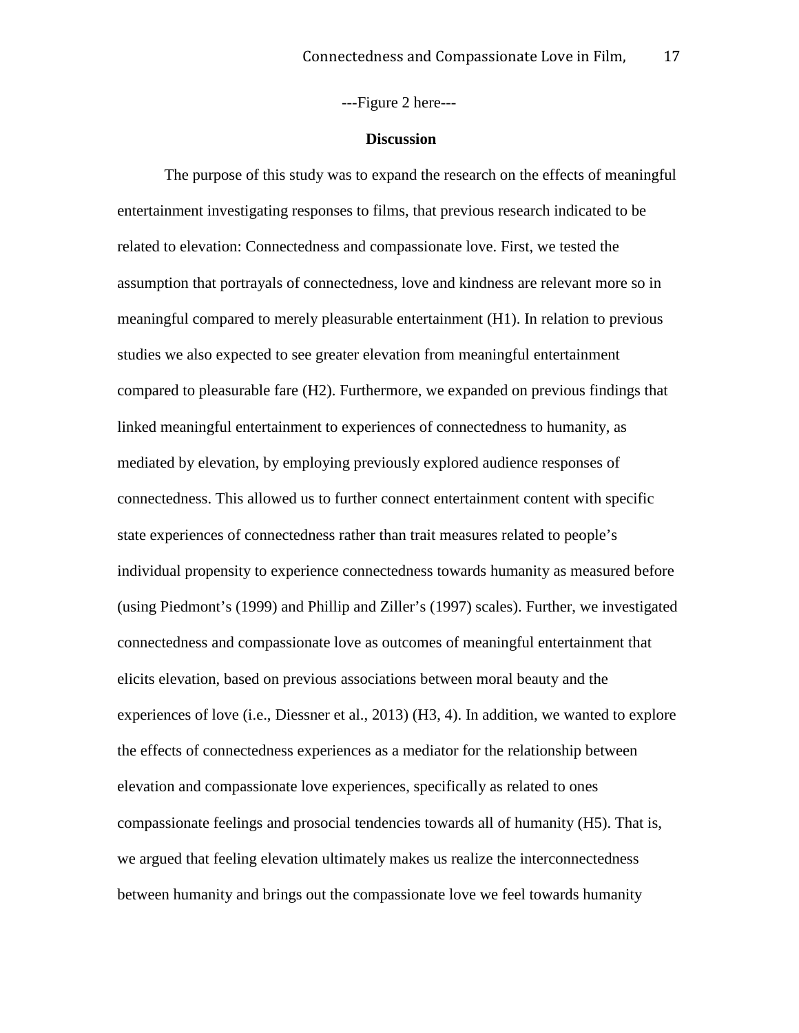---Figure 2 here---

## Discussion

The purpose of this study was to expand the research on the effects of meaningful entertainment investigating responses to films, that previous research indicated to be related to elevation: Connectedness and compassionate love. First, we tested the assumption that portrayals of connectedness, love and kindness are relevant more so in meaningful compared to merely pleasurable entertainment (H1). In relation to previous studies we also expected to see greater elevation from meaningful entertainment compared to pleasurable fare (H2). Furthermore, we expanded on previous findings that linked meaningful entertainment to experiences of connectedness to humanity, as mediated by elevation, by employing previously explored audience responses of connectedness. This allowed us to further connect entertainment content with specific state experiences of connectedness rather than trait measures related to people's individual propensity to experience connectedness towards humanity as measured before (using Piedmont's (1999) and Phillip and Ziller's (1997) scales). Further, we investigated connectedness and compassionate love as outcomes of meaningful entertainment that elicits elevation, based on previous associations between moral beauty and the experiences of love (i.e., Diessner et al., 2013) (H3, 4). In addition, we wanted to explore the effects of connectedness experiences as a mediator for the relationship between elevation and compassionate love experiences, specifically as related to ones compassionate feelings and prosocial tendencies towards all of humanity (H5). That is, we argued that feeling elevation ultimately makes us realize the interconnectedness between humanity and brings out the compassionate love we feel towards humanity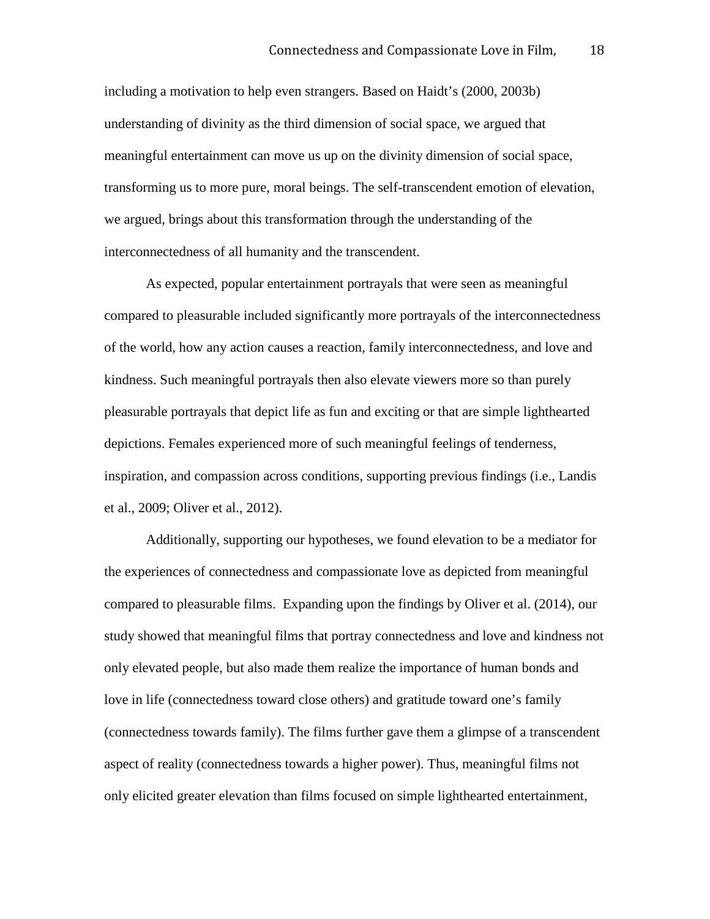including a motivation to help even strangers. Based on Haidt's (2000, 2003b) understanding of divinity as the third dimension of social space, we argued that meaningful entertainment can move us up on the divinity dimension of social space, transforming us to more pure, moral beings. The self-transcendent emotion of elevation, we argued, brings about this transformation through the understanding of the interconnectedness of all humanity and the transcendent.

As expected, popular entertainment portrayals that were seen as meaningful compared to pleasurable included significantly more portrayals of the interconnectedness of the world, how any action causes a reaction, family interconnectedness, and love and kindness. Such meaningful portrayals then also elevate viewers more so than purely pleasurable portrayals that depict life as fun and exciting or that are simple lighthearted depictions. Females experienced more of such meaningful feelings of tenderness, inspiration, and compassion across conditions, supporting previous findings (i.e., Landis et al., 2009; Oliver et al., 2012).

Additionally, supporting our hypotheses, we found elevation to be a mediator for the experiences of connectedness and compassionate love as depicted from meaningful compared to pleasurable films. Expanding upon the findings by Oliver et al. (2014), our study showed that meaningful films that portray connectedness and love and kindness not only elevated people, but also made them realize the importance of human bonds and love in life (connectedness toward close others) and gratitude toward one's family (connectedness towards family). The films further gave them a glimpse of a transcendent aspect of reality (connectedness towards a higher power). Thus, meaningful films not only elicited greater elevation than films focused on simple lighthearted entertainment,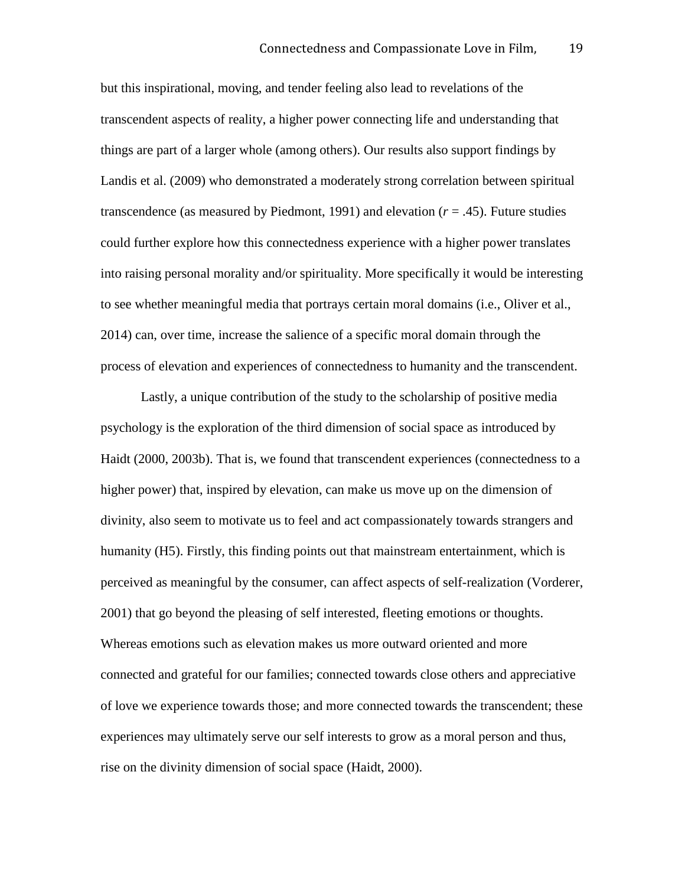but this inspirational, moving, and tender feeling also lead to revelations of the transcendent aspects of reality, a higher power connecting life and understanding that things are part of a larger whole (among others). Our results also support findings by Landis et al. (2009) who demonstrated a moderately strong correlation between spiritual transcendence (as measured by Piedmont, 1991) and elevation ($r$ = .45). Future studies could further explore how this connectedness experience with a higher power translates into raising personal morality and/or spirituality. More specifically it would be interesting to see whether meaningful media that portrays certain moral domains (i.e., Oliver et al., 2014) can, over time, increase the salience of a specific moral domain through the process of elevation and experiences of connectedness to humanity and the transcendent.

Lastly, a unique contribution of the study to the scholarship of positive media psychology is the exploration of the third dimension of social space as introduced by Haidt (2000, 2003b). That is, we found that transcendent experiences (connectedness to a higher power) that, inspired by elevation, can make us move up on the dimension of divinity, also seem to motivate us to feel and act compassionately towards strangers and humanity (H5). Firstly, this finding points out that mainstream entertainment, which is perceived as meaningful by the consumer, can affect aspects of self-realization (Vorderer, 2001) that go beyond the pleasing of self interested, fleeting emotions or thoughts. Whereas emotions such as elevation makes us more outward oriented and more connected and grateful for our families; connected towards close others and appreciative of love we experience towards those; and more connected towards the transcendent; these experiences may ultimately serve our self interests to grow as a moral person and thus, rise on the divinity dimension of social space (Haidt, 2000).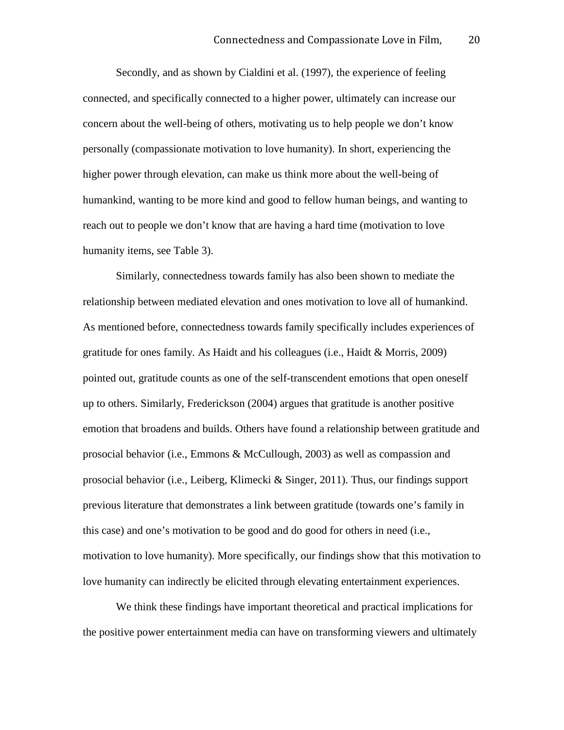Secondly, and as shown by Cialdini et al. (1997), the experience of feeling connected, and specifically connected to a higher power, ultimately can increase our concern about the well-being of others, motivating us to help people we don't know personally (compassionate motivation to love humanity). In short, experiencing the higher power through elevation, can make us think more about the well-being of humankind, wanting to be more kind and good to fellow human beings, and wanting to reach out to people we don't know that are having a hard time (motivation to love humanity items, see Table 3).

Similarly, connectedness towards family has also been shown to mediate the relationship between mediated elevation and ones motivation to love all of humankind. As mentioned before, connectedness towards family specifically includes experiences of gratitude for ones family. As Haidt and his colleagues (i.e., Haidt & Morris, 2009) pointed out, gratitude counts as one of the self-transcendent emotions that open oneself up to others. Similarly, Frederickson (2004) argues that gratitude is another positive emotion that broadens and builds. Others have found a relationship between gratitude and prosocial behavior (i.e., Emmons & McCullough, 2003) as well as compassion and prosocial behavior (i.e., Leiberg, Klimecki & Singer, 2011). Thus, our findings support previous literature that demonstrates a link between gratitude (towards one's family in this case) and one's motivation to be good and do good for others in need (i.e., motivation to love humanity). More specifically, our findings show that this motivation to love humanity can indirectly be elicited through elevating entertainment experiences.

We think these findings have important theoretical and practical implications for the positive power entertainment media can have on transforming viewers and ultimately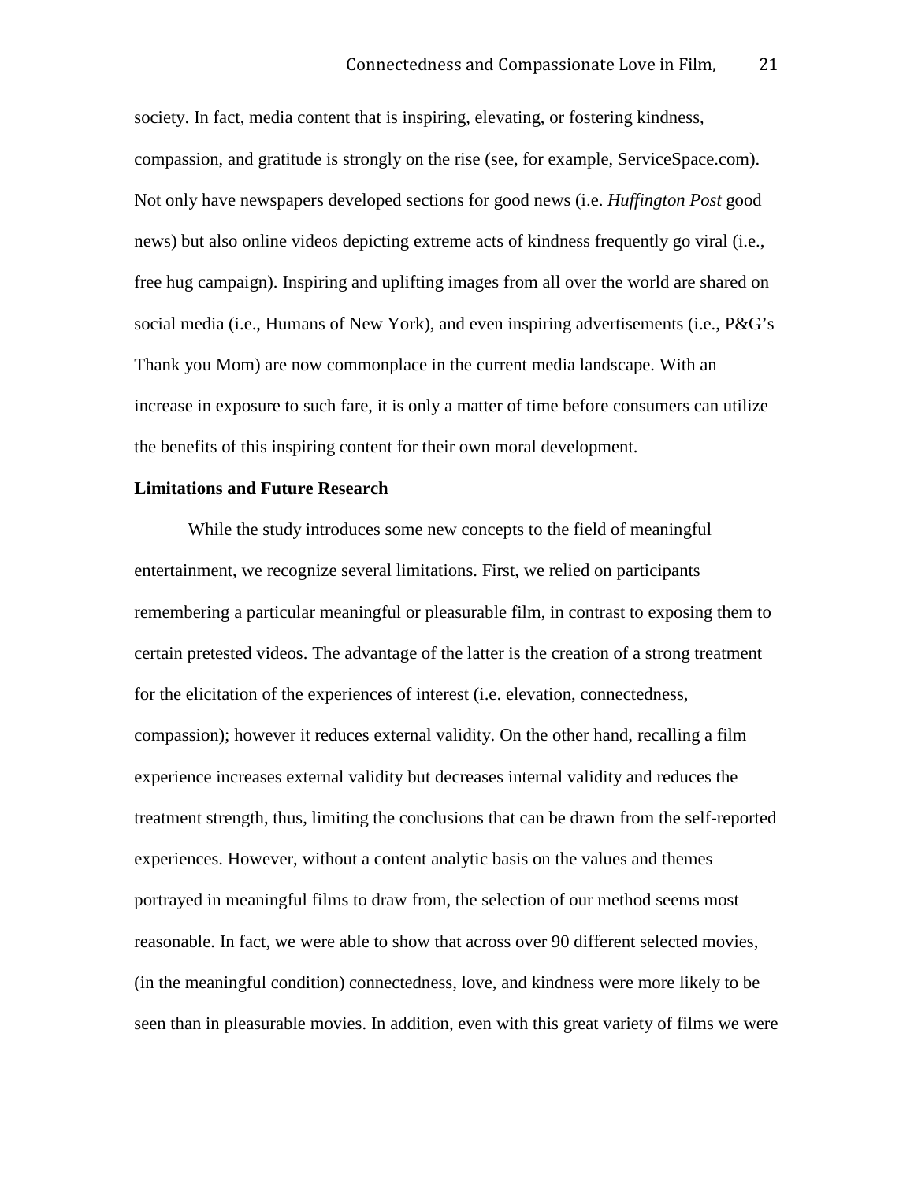society. In fact, media content that is inspiring, elevating, or fostering kindness, compassion, and gratitude is strongly on the rise (see, for example, ServiceSpace.com). Not only have newspapers developed sections for good news (i.e. *Huffington Post* good news) but also online videos depicting extreme acts of kindness frequently go viral (i.e., free hug campaign). Inspiring and uplifting images from all over the world are shared on social media (i.e., Humans of New York), and even inspiring advertisements (i.e., P&G's Thank you Mom) are now commonplace in the current media landscape. With an increase in exposure to such fare, it is only a matter of time before consumers can utilize the benefits of this inspiring content for their own moral development.

**Limitations and Future Research**

While the study introduces some new concepts to the field of meaningful entertainment, we recognize several limitations. First, we relied on participants remembering a particular meaningful or pleasurable film, in contrast to exposing them to certain pretested videos. The advantage of the latter is the creation of a strong treatment for the elicitation of the experiences of interest (i.e. elevation, connectedness, compassion); however it reduces external validity. On the other hand, recalling a film experience increases external validity but decreases internal validity and reduces the treatment strength, thus, limiting the conclusions that can be drawn from the self-reported experiences. However, without a content analytic basis on the values and themes portrayed in meaningful films to draw from, the selection of our method seems most reasonable. In fact, we were able to show that across over 90 different selected movies, (in the meaningful condition) connectedness, love, and kindness were more likely to be seen than in pleasurable movies. In addition, even with this great variety of films we were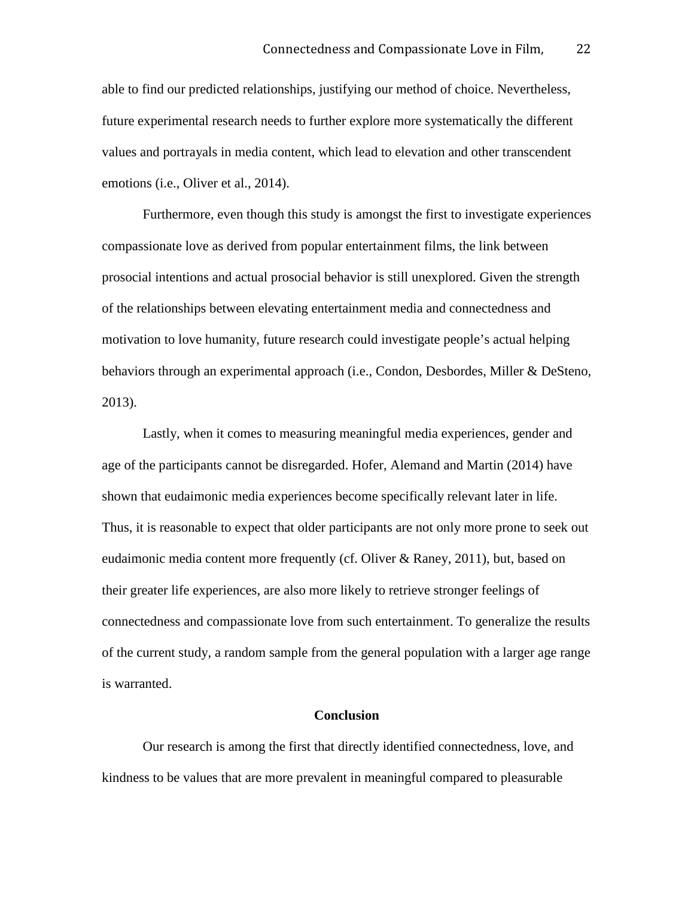able to find our predicted relationships, justifying our method of choice. Nevertheless, future experimental research needs to further explore more systematically the different values and portrayals in media content, which lead to elevation and other transcendent emotions (i.e., Oliver et al., 2014).

Furthermore, even though this study is amongst the first to investigate experiences compassionate love as derived from popular entertainment films, the link between prosocial intentions and actual prosocial behavior is still unexplored. Given the strength of the relationships between elevating entertainment media and connectedness and motivation to love humanity, future research could investigate people's actual helping behaviors through an experimental approach (i.e., Condon, Desbordes, Miller & DeSteno, 2013).

Lastly, when it comes to measuring meaningful media experiences, gender and age of the participants cannot be disregarded. Hofer, Alemand and Martin (2014) have shown that eudaimonic media experiences become specifically relevant later in life. Thus, it is reasonable to expect that older participants are not only more prone to seek out eudaimonic media content more frequently (cf. Oliver & Raney, 2011), but, based on their greater life experiences, are also more likely to retrieve stronger feelings of connectedness and compassionate love from such entertainment. To generalize the results of the current study, a random sample from the general population with a larger age range is warranted.

## Conclusion

Our research is among the first that directly identified connectedness, love, and kindness to be values that are more prevalent in meaningful compared to pleasurable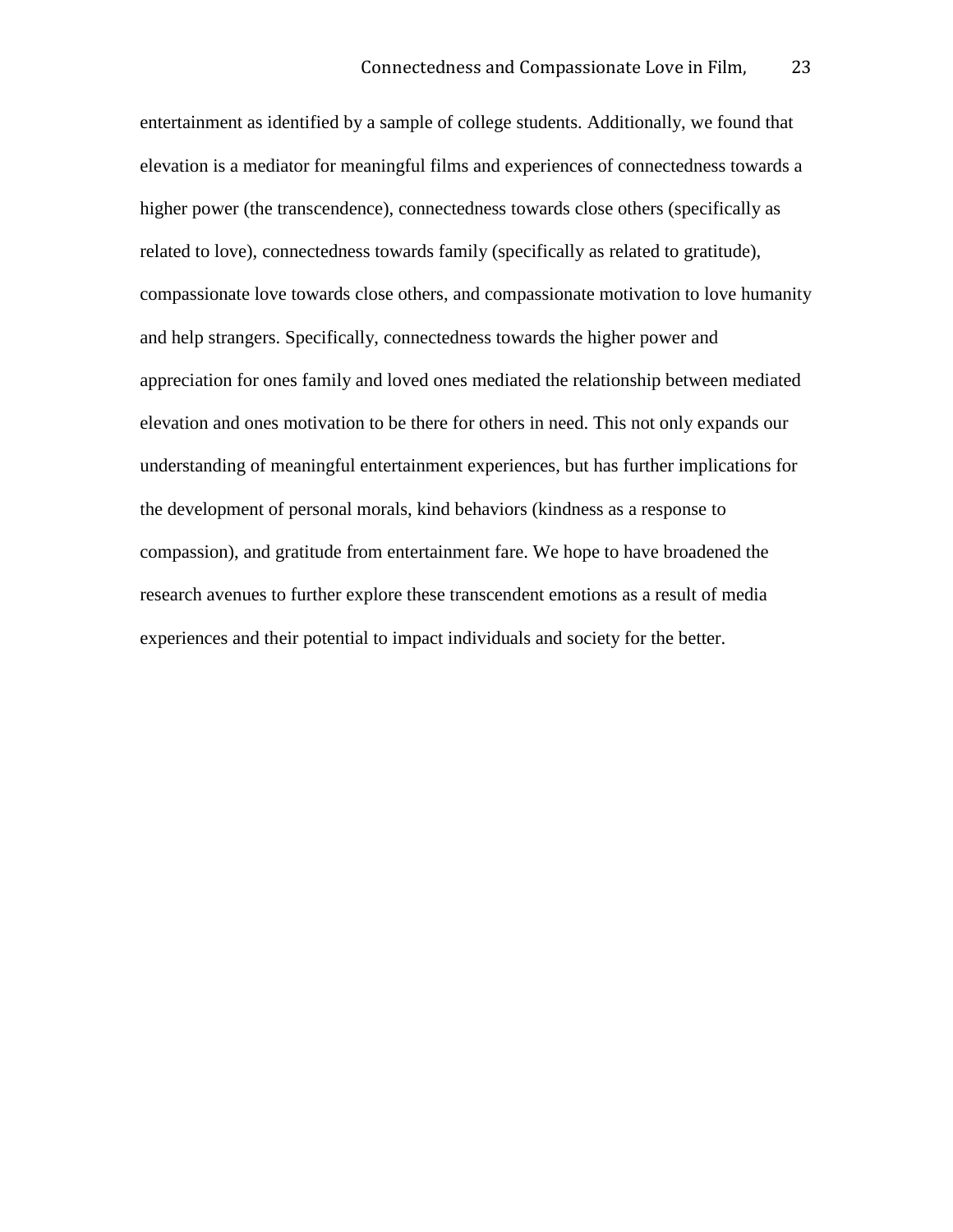entertainment as identified by a sample of college students. Additionally, we found that elevation is a mediator for meaningful films and experiences of connectedness towards a higher power (the transcendence), connectedness towards close others (specifically as related to love), connectedness towards family (specifically as related to gratitude), compassionate love towards close others, and compassionate motivation to love humanity and help strangers. Specifically, connectedness towards the higher power and appreciation for ones family and loved ones mediated the relationship between mediated elevation and ones motivation to be there for others in need. This not only expands our understanding of meaningful entertainment experiences, but has further implications for the development of personal morals, kind behaviors (kindness as a response to compassion), and gratitude from entertainment fare. We hope to have broadened the research avenues to further explore these transcendent emotions as a result of media experiences and their potential to impact individuals and society for the better.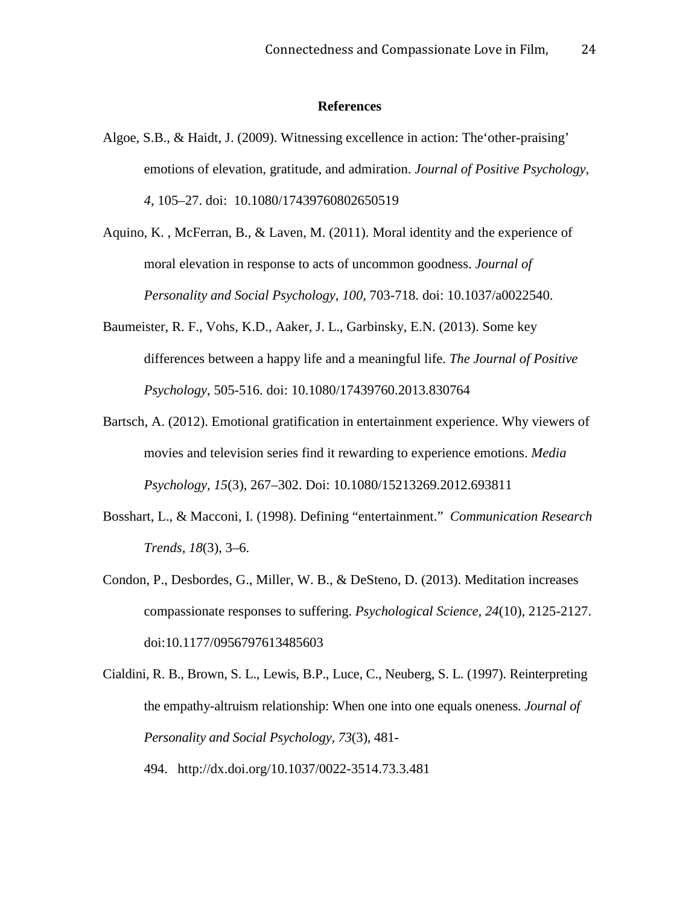**References**

Algoe, S.B., & Haidt, J. (2009). Witnessing excellence in action: The'other-praising' emotions of elevation, gratitude, and admiration. *Journal of Positive Psychology*, *4*, 105–27. doi: 10.1080/17439760802650519

Aquino, K. , McFerran, B., & Laven, M. (2011). Moral identity and the experience of moral elevation in response to acts of uncommon goodness. *Journal of Personality and Social Psychology, 100,* 703-718. doi: 10.1037/a0022540.

Baumeister, R. F., Vohs, K.D., Aaker, J. L., Garbinsky, E.N. (2013). Some key differences between a happy life and a meaningful life. *The Journal of Positive Psychology*, 505-516. doi: 10.1080/17439760.2013.830764

Bartsch, A. (2012). Emotional gratification in entertainment experience. Why viewers of movies and television series find it rewarding to experience emotions. *Media Psychology, 15*(3), 267–302. Doi: 10.1080/15213269.2012.693811

Bosshart, L., & Macconi, I. (1998). Defining "entertainment." *Communication Research Trends, 18*(3), 3–6.

Condon, P., Desbordes, G., Miller, W. B., & DeSteno, D. (2013). Meditation increases compassionate responses to suffering. *Psychological Science, 24*(10), 2125-2127. doi:10.1177/0956797613485603

Cialdini, R. B., Brown, S. L., Lewis, B.P., Luce, C., Neuberg, S. L. (1997). Reinterpreting the empathy-altruism relationship: When one into one equals oneness. *Journal of Personality and Social Psychology*, *73*(3), 481-494. http://dx.doi.org/10.1037/0022-3514.73.3.481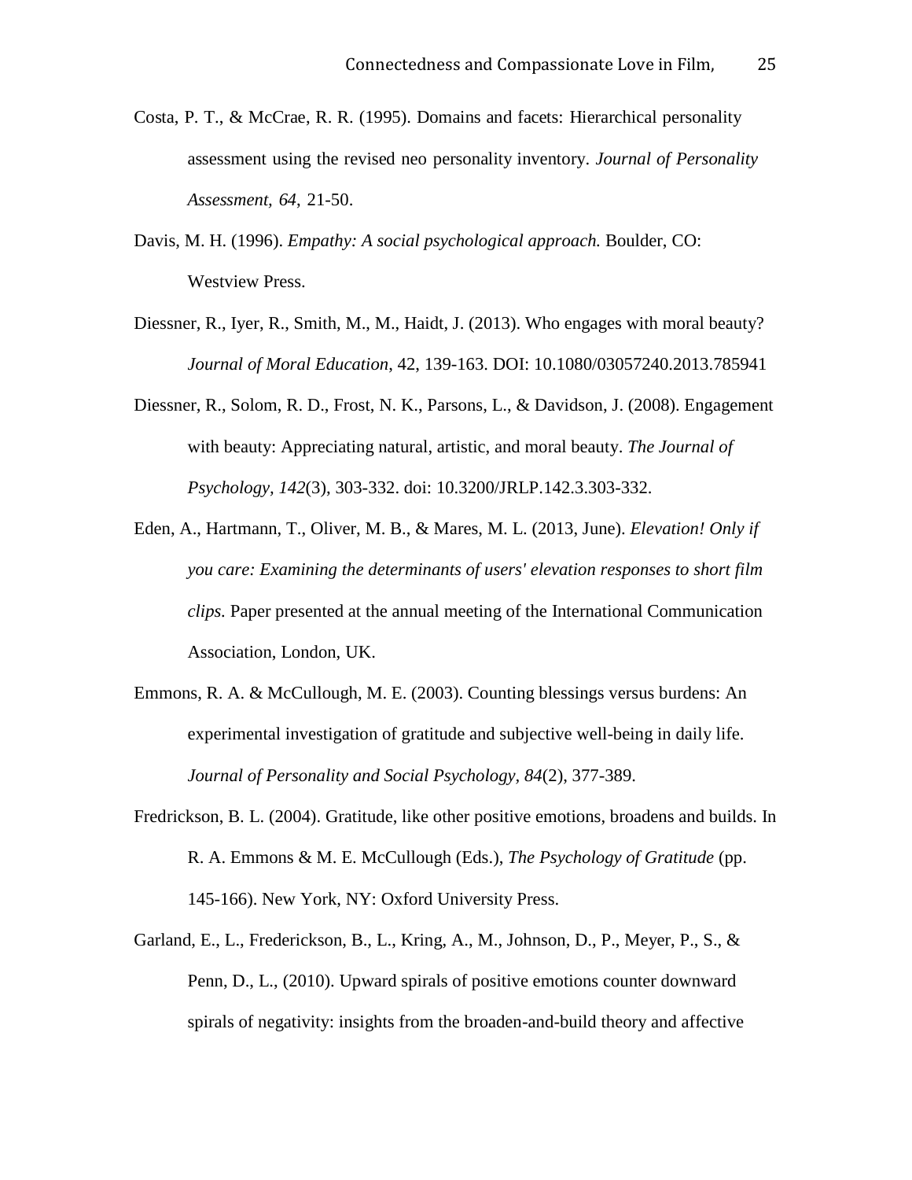Costa, P. T., & McCrae, R. R. (1995). Domains and facets: Hierarchical personality assessment using the revised neo personality inventory. *Journal of Personality Assessment, 64*, 21-50.

Davis, M. H. (1996). *Empathy: A social psychological approach.* Boulder, CO: Westview Press.

Diessner, R., Iyer, R., Smith, M., M., Haidt, J. (2013). Who engages with moral beauty? *Journal of Moral Education*, 42, 139-163. DOI: 10.1080/03057240.2013.785941

Diessner, R., Solom, R. D., Frost, N. K., Parsons, L., & Davidson, J. (2008). Engagement with beauty: Appreciating natural, artistic, and moral beauty. *The Journal of Psychology, 142*(3), 303-332. doi: 10.3200/JRLP.142.3.303-332.

Eden, A., Hartmann, T., Oliver, M. B., & Mares, M. L. (2013, June). *Elevation! Only if you care: Examining the determinants of users' elevation responses to short film clips.* Paper presented at the annual meeting of the International Communication Association, London, UK.

Emmons, R. A. & McCullough, M. E. (2003). Counting blessings versus burdens: An experimental investigation of gratitude and subjective well-being in daily life. *Journal of Personality and Social Psychology, 84*(2), 377-389.

Fredrickson, B. L. (2004). Gratitude, like other positive emotions, broadens and builds. In R. A. Emmons & M. E. McCullough (Eds.), *The Psychology of Gratitude* (pp. 145-166). New York, NY: Oxford University Press.

Garland, E., L., Frederickson, B., L., Kring, A., M., Johnson, D., P., Meyer, P., S., & Penn, D., L., (2010). Upward spirals of positive emotions counter downward spirals of negativity: insights from the broaden-and-build theory and affective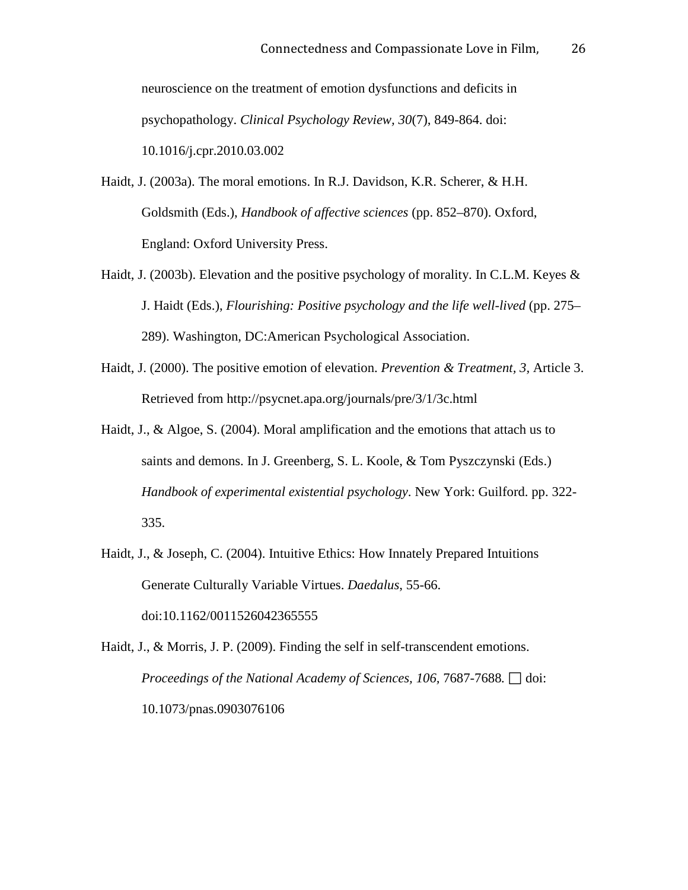neuroscience on the treatment of emotion dysfunctions and deficits in psychopathology. *Clinical Psychology Review, 30*(7), 849-864. doi: 10.1016/j.cpr.2010.03.002

Haidt, J. (2003a). The moral emotions. In R.J. Davidson, K.R. Scherer, & H.H. Goldsmith (Eds.), *Handbook of affective sciences* (pp. 852–870). Oxford, England: Oxford University Press.

Haidt, J. (2003b). Elevation and the positive psychology of morality. In C.L.M. Keyes & J. Haidt (Eds.), *Flourishing: Positive psychology and the life well-lived* (pp. 275–289). Washington, DC:American Psychological Association.

Haidt, J. (2000). The positive emotion of elevation. *Prevention & Treatment, 3*, Article 3. Retrieved from http://psycnet.apa.org/journals/pre/3/1/3c.html

Haidt, J., & Algoe, S. (2004). Moral amplification and the emotions that attach us to saints and demons. In J. Greenberg, S. L. Koole, & Tom Pyszczynski (Eds.) *Handbook of experimental existential psychology*. New York: Guilford. pp. 322-335.

Haidt, J., & Joseph, C. (2004). Intuitive Ethics: How Innately Prepared Intuitions Generate Culturally Variable Virtues. *Daedalus*, 55-66. doi:10.1162/0011526042365555

Haidt, J., & Morris, J. P. (2009). Finding the self in self-transcendent emotions. *Proceedings of the National Academy of Sciences, 106*, 7687-7688. ☐ doi: 10.1073/pnas.0903076106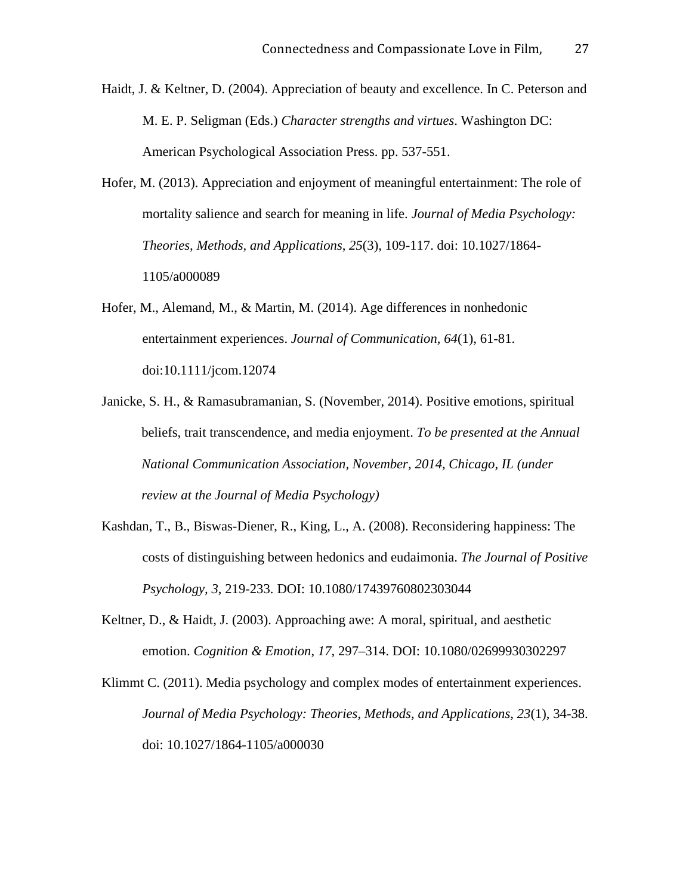Haidt, J. & Keltner, D. (2004). Appreciation of beauty and excellence. In C. Peterson and M. E. P. Seligman (Eds.) *Character strengths and virtues*. Washington DC: American Psychological Association Press. pp. 537-551.

Hofer, M. (2013). Appreciation and enjoyment of meaningful entertainment: The role of mortality salience and search for meaning in life. *Journal of Media Psychology: Theories, Methods, and Applications*, *25*(3), 109-117. doi: 10.1027/1864-1105/a000089

Hofer, M., Alemand, M., & Martin, M. (2014). Age differences in nonhedonic entertainment experiences. *Journal of Communication, 64*(1), 61-81. doi:10.1111/jcom.12074

Janicke, S. H., & Ramasubramanian, S. (November, 2014). Positive emotions, spiritual beliefs, trait transcendence, and media enjoyment. *To be presented at the Annual National Communication Association, November, 2014, Chicago, IL (under review at the Journal of Media Psychology)*

Kashdan, T., B., Biswas-Diener, R., King, L., A. (2008). Reconsidering happiness: The costs of distinguishing between hedonics and eudaimonia. *The Journal of Positive Psychology, 3*, 219-233. DOI: 10.1080/17439760802303044

Keltner, D., & Haidt, J. (2003). Approaching awe: A moral, spiritual, and aesthetic emotion. *Cognition & Emotion*, *17*, 297–314. DOI: 10.1080/02699930302297

Klimmt C. (2011). Media psychology and complex modes of entertainment experiences. *Journal of Media Psychology: Theories, Methods, and Applications*, *23*(1), 34-38. doi: 10.1027/1864-1105/a000030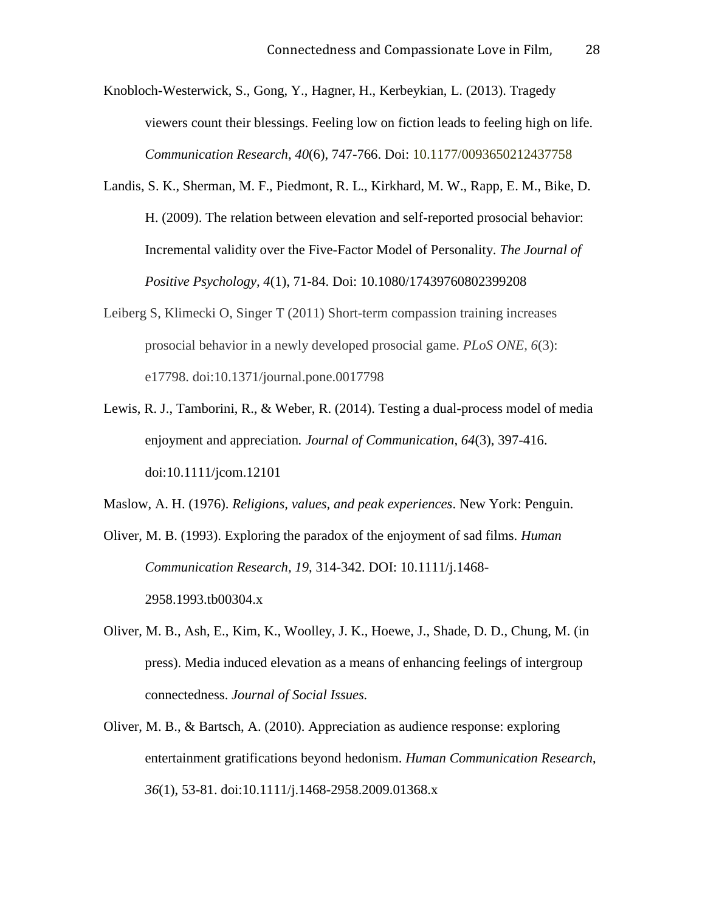Knobloch-Westerwick, S., Gong, Y., Hagner, H., Kerbeykian, L. (2013). Tragedy viewers count their blessings. Feeling low on fiction leads to feeling high on life. *Communication Research*, *40*(6), 747-766. Doi: 10.1177/0093650212437758

Landis, S. K., Sherman, M. F., Piedmont, R. L., Kirkhard, M. W., Rapp, E. M., Bike, D. H. (2009). The relation between elevation and self-reported prosocial behavior: Incremental validity over the Five-Factor Model of Personality. *The Journal of Positive Psychology, 4*(1), 71-84. Doi: 10.1080/17439760802399208

Leiberg S, Klimecki O, Singer T (2011) Short-term compassion training increases prosocial behavior in a newly developed prosocial game. *PLoS ONE*, *6*(3): e17798. doi:10.1371/journal.pone.0017798

Lewis, R. J., Tamborini, R., & Weber, R. (2014). Testing a dual-process model of media enjoyment and appreciation*. Journal of Communication, 64*(3), 397-416. doi:10.1111/jcom.12101

Maslow, A. H. (1976). *Religions, values, and peak experiences*. New York: Penguin.

Oliver, M. B. (1993). Exploring the paradox of the enjoyment of sad films. *Human Communication Research, 19*, 314-342. DOI: 10.1111/j.1468-2958.1993.tb00304.x

Oliver, M. B., Ash, E., Kim, K., Woolley, J. K., Hoewe, J., Shade, D. D., Chung, M. (in press). Media induced elevation as a means of enhancing feelings of intergroup connectedness. *Journal of Social Issues.*

Oliver, M. B., & Bartsch, A. (2010). Appreciation as audience response: exploring entertainment gratifications beyond hedonism. *Human Communication Research*, *36*(1), 53-81. doi:10.1111/j.1468-2958.2009.01368.x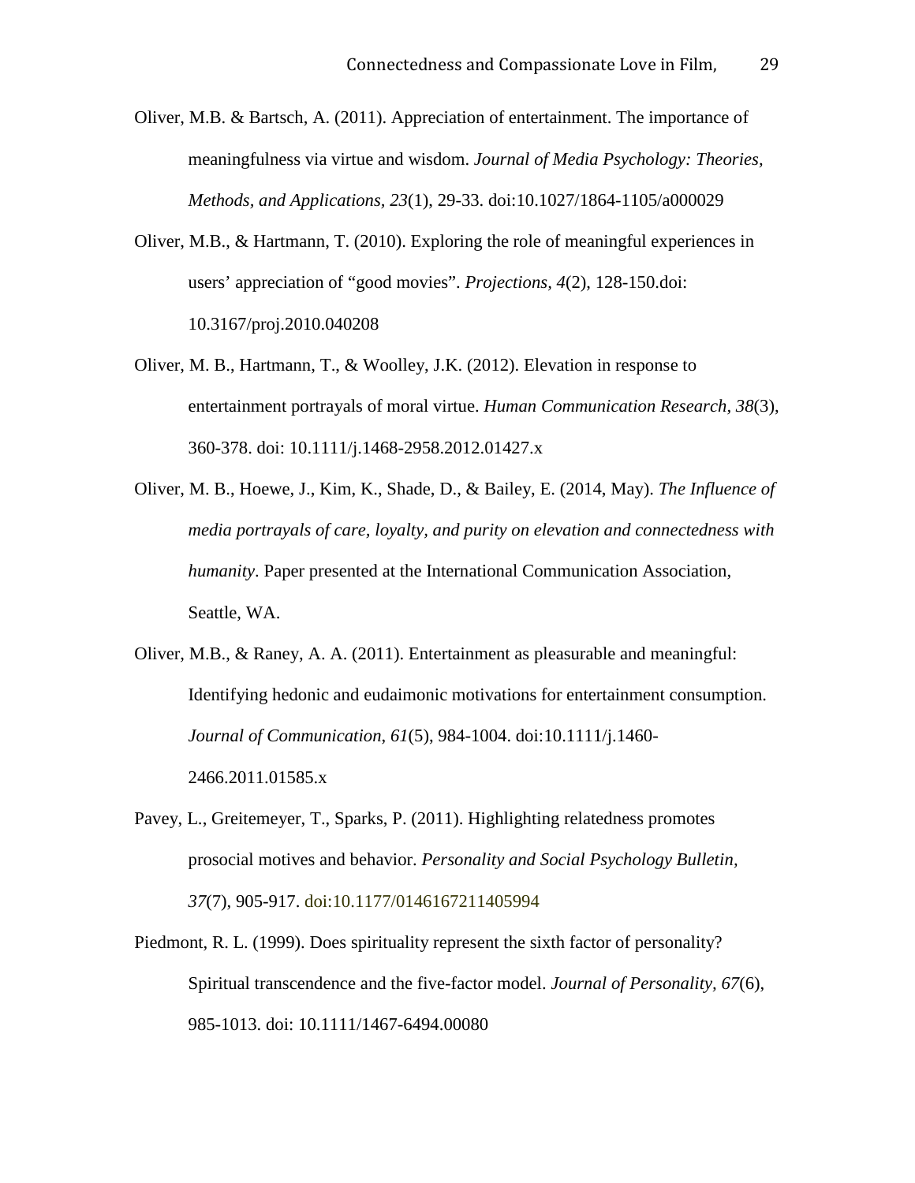Oliver, M.B. & Bartsch, A. (2011). Appreciation of entertainment. The importance of meaningfulness via virtue and wisdom. *Journal of Media Psychology: Theories, Methods, and Applications, 23*(1), 29-33. doi:10.1027/1864-1105/a000029

Oliver, M.B., & Hartmann, T. (2010). Exploring the role of meaningful experiences in users' appreciation of "good movies". *Projections, 4*(2), 128-150.doi: 10.3167/proj.2010.040208

Oliver, M. B., Hartmann, T., & Woolley, J.K. (2012). Elevation in response to entertainment portrayals of moral virtue. *Human Communication Research, 38*(3), 360-378. doi: 10.1111/j.1468-2958.2012.01427.x

Oliver, M. B., Hoewe, J., Kim, K., Shade, D., & Bailey, E. (2014, May). *The Influence of media portrayals of care, loyalty, and purity on elevation and connectedness with humanity*. Paper presented at the International Communication Association, Seattle, WA.

Oliver, M.B., & Raney, A. A. (2011). Entertainment as pleasurable and meaningful: Identifying hedonic and eudaimonic motivations for entertainment consumption. *Journal of Communication, 61*(5), 984-1004. doi:10.1111/j.1460-2466.2011.01585.x

Pavey, L., Greitemeyer, T., Sparks, P. (2011). Highlighting relatedness promotes prosocial motives and behavior. *Personality and Social Psychology Bulletin, 37*(7), 905-917. doi:10.1177/0146167211405994

Piedmont, R. L. (1999). Does spirituality represent the sixth factor of personality? Spiritual transcendence and the five-factor model. *Journal of Personality, 67*(6), 985-1013. doi: 10.1111/1467-6494.00080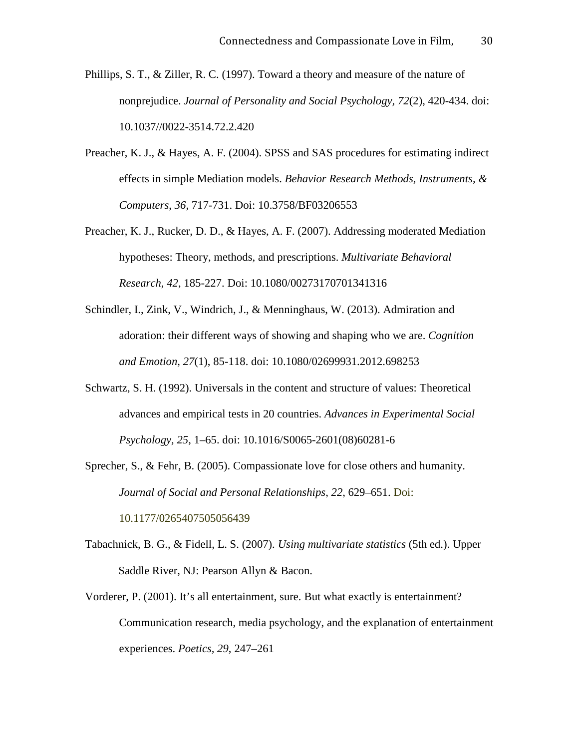Phillips, S. T., & Ziller, R. C. (1997). Toward a theory and measure of the nature of nonprejudice. *Journal of Personality and Social Psychology, 72*(2), 420-434. doi: 10.1037//0022-3514.72.2.420

Preacher, K. J., & Hayes, A. F. (2004). SPSS and SAS procedures for estimating indirect effects in simple Mediation models. *Behavior Research Methods, Instruments, & Computers*, *36*, 717-731. Doi: 10.3758/BF03206553

Preacher, K. J., Rucker, D. D., & Hayes, A. F. (2007). Addressing moderated Mediation hypotheses: Theory, methods, and prescriptions. *Multivariate Behavioral Research*, *42*, 185-227. Doi: 10.1080/00273170701341316

Schindler, I., Zink, V., Windrich, J., & Menninghaus, W. (2013). Admiration and adoration: their different ways of showing and shaping who we are. *Cognition and Emotion, 27*(1), 85-118. doi: 10.1080/02699931.2012.698253

Schwartz, S. H. (1992). Universals in the content and structure of values: Theoretical advances and empirical tests in 20 countries. *Advances in Experimental Social Psychology, 25*, 1–65. doi: 10.1016/S0065-2601(08)60281-6

Sprecher, S., & Fehr, B. (2005). Compassionate love for close others and humanity. *Journal of Social and Personal Relationships*, *22*, 629–651. Doi: 10.1177/0265407505056439

Tabachnick, B. G., & Fidell, L. S. (2007). *Using multivariate statistics* (5th ed.). Upper Saddle River, NJ: Pearson Allyn & Bacon.

Vorderer, P. (2001). It's all entertainment, sure. But what exactly is entertainment? Communication research, media psychology, and the explanation of entertainment experiences. *Poetics*, *29*, 247–261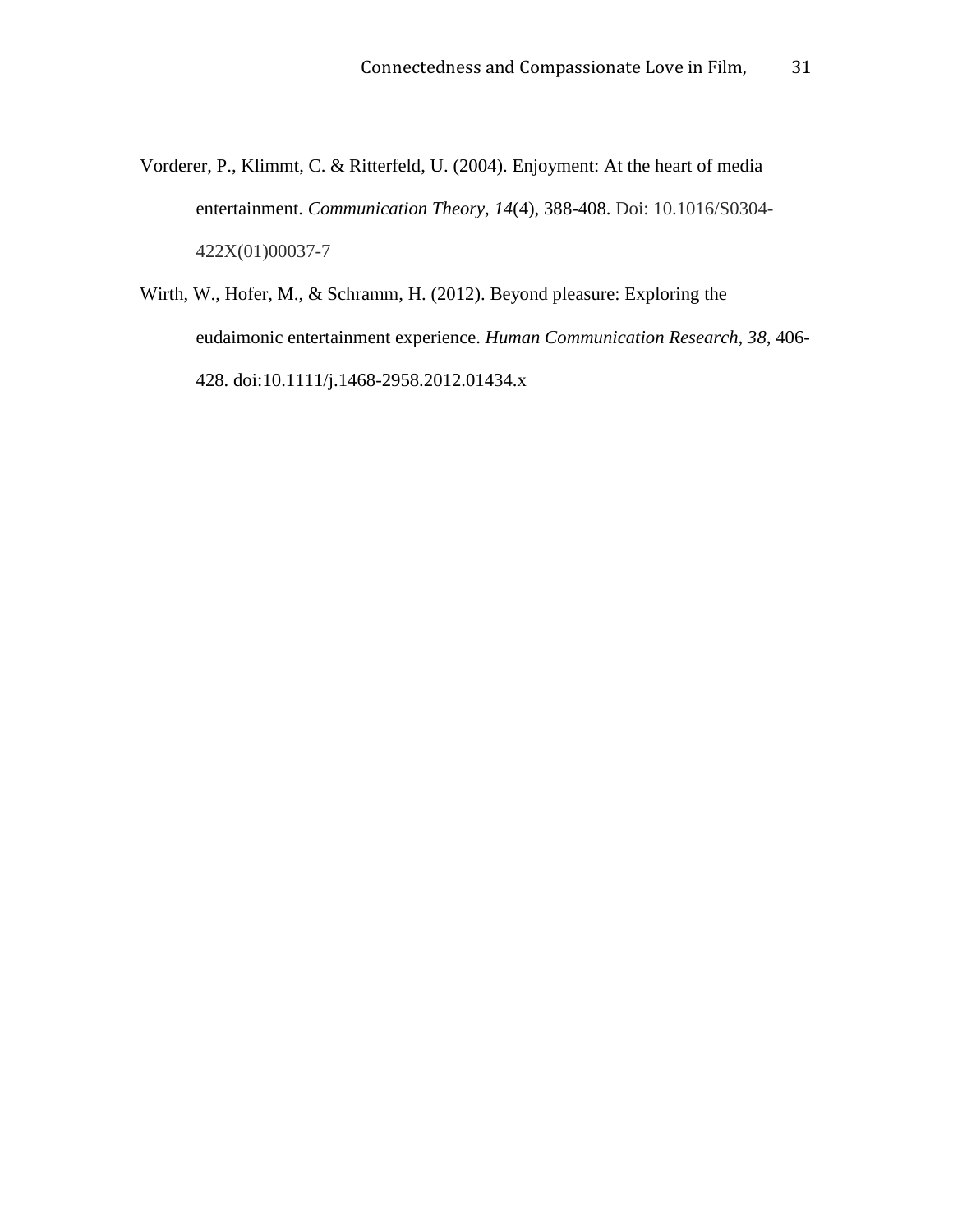Vorderer, P., Klimmt, C. & Ritterfeld, U. (2004). Enjoyment: At the heart of media entertainment. *Communication Theory*, *14*(4), 388-408. Doi: 10.1016/S0304-422X(01)00037-7

Wirth, W., Hofer, M., & Schramm, H. (2012). Beyond pleasure: Exploring the eudaimonic entertainment experience. *Human Communication Research*, *38*, 406-428. doi:10.1111/j.1468-2958.2012.01434.x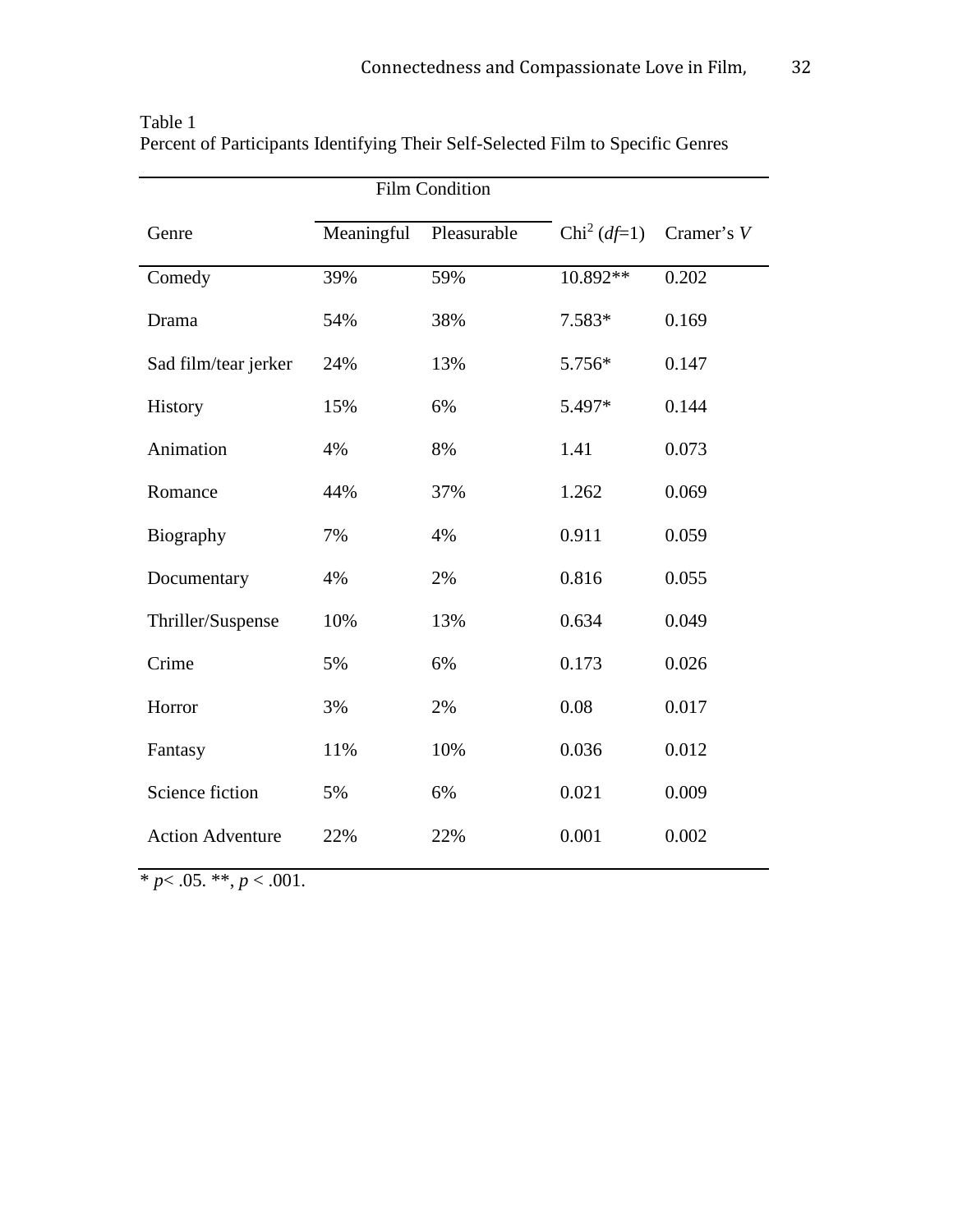Table 1
Percent of Participants Identifying Their Self-Selected Film to Specific Genres

| | Film Condition | | | |
|---|---|---|---|---|
| Genre | Meaningful | Pleasurable | Chi$^2$ (*df*=1) | Cramer's *V* |
| Comedy | 39% | 59% | 10.892** | 0.202 |
| Drama | 54% | 38% | 7.583* | 0.169 |
| Sad film/tear jerker | 24% | 13% | 5.756* | 0.147 |
| History | 15% | 6% | 5.497* | 0.144 |
| Animation | 4% | 8% | 1.41 | 0.073 |
| Romance | 44% | 37% | 1.262 | 0.069 |
| Biography | 7% | 4% | 0.911 | 0.059 |
| Documentary | 4% | 2% | 0.816 | 0.055 |
| Thriller/Suspense | 10% | 13% | 0.634 | 0.049 |
| Crime | 5% | 6% | 0.173 | 0.026 |
| Horror | 3% | 2% | 0.08 | 0.017 |
| Fantasy | 11% | 10% | 0.036 | 0.012 |
| Science fiction | 5% | 6% | 0.021 | 0.009 |
| Action Adventure | 22% | 22% | 0.001 | 0.002 |

* $p < .05$. **, $p < .001$.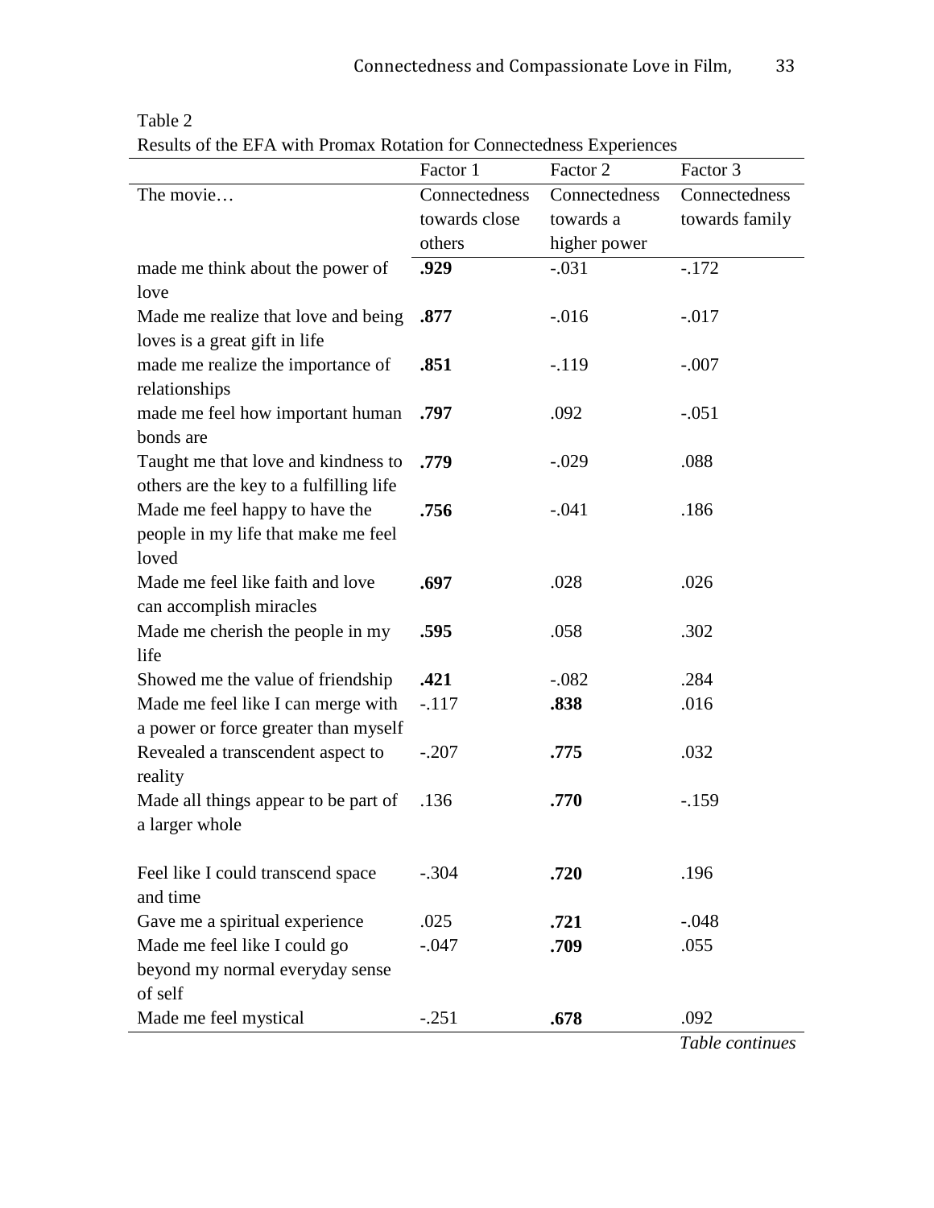Table 2

Results of the EFA with Promax Rotation for Connectedness Experiences

| | Factor 1 | Factor 2 | Factor 3 |
|---|---|---|---|
| The movie… | Connectedness towards close others | Connectedness towards a higher power | Connectedness towards family |
| made me think about the power of love | **.929** | -.031 | -.172 |
| Made me realize that love and being loves is a great gift in life | **.877** | -.016 | -.017 |
| made me realize the importance of relationships | **.851** | -.119 | -.007 |
| made me feel how important human bonds are | **.797** | .092 | -.051 |
| Taught me that love and kindness to others are the key to a fulfilling life | **.779** | -.029 | .088 |
| Made me feel happy to have the people in my life that make me feel loved | **.756** | -.041 | .186 |
| Made me feel like faith and love can accomplish miracles | **.697** | .028 | .026 |
| Made me cherish the people in my life | **.595** | .058 | .302 |
| Showed me the value of friendship | **.421** | -.082 | .284 |
| Made me feel like I can merge with a power or force greater than myself | -.117 | **.838** | .016 |
| Revealed a transcendent aspect to reality | -.207 | **.775** | .032 |
| Made all things appear to be part of a larger whole | .136 | **.770** | -.159 |
| Feel like I could transcend space and time | -.304 | **.720** | .196 |
| Gave me a spiritual experience | .025 | **.721** | -.048 |
| Made me feel like I could go beyond my normal everyday sense of self | -.047 | **.709** | .055 |
| Made me feel mystical | -.251 | **.678** | .092 |

*Table continues*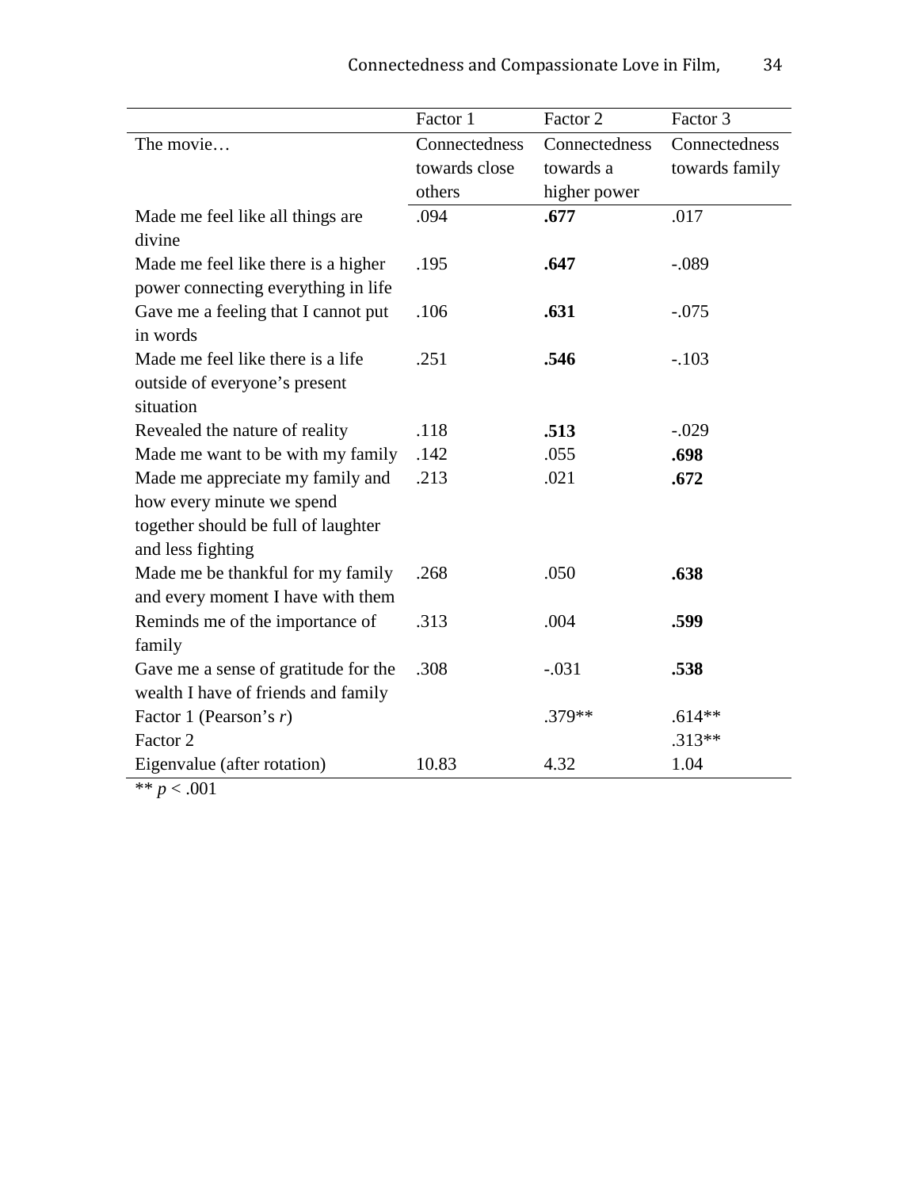| | Factor 1 | Factor 2 | Factor 3 |
|---|---|---|---|
| The movie… | Connectedness towards close others | Connectedness towards a higher power | Connectedness towards family |
| Made me feel like all things are divine | .094 | **.677** | .017 |
| Made me feel like there is a higher power connecting everything in life | .195 | **.647** | -.089 |
| Gave me a feeling that I cannot put in words | .106 | **.631** | -.075 |
| Made me feel like there is a life outside of everyone's present situation | .251 | **.546** | -.103 |
| Revealed the nature of reality | .118 | **.513** | -.029 |
| Made me want to be with my family | .142 | .055 | **.698** |
| Made me appreciate my family and how every minute we spend together should be full of laughter and less fighting | .213 | .021 | **.672** |
| Made me be thankful for my family and every moment I have with them | .268 | .050 | **.638** |
| Reminds me of the importance of family | .313 | .004 | **.599** |
| Gave me a sense of gratitude for the wealth I have of friends and family | .308 | -.031 | **.538** |
| Factor 1 (Pearson's *r*) | | .379** | .614** |
| Factor 2 | | | .313** |
| Eigenvalue (after rotation) | 10.83 | 4.32 | 1.04 |

** $p < .001$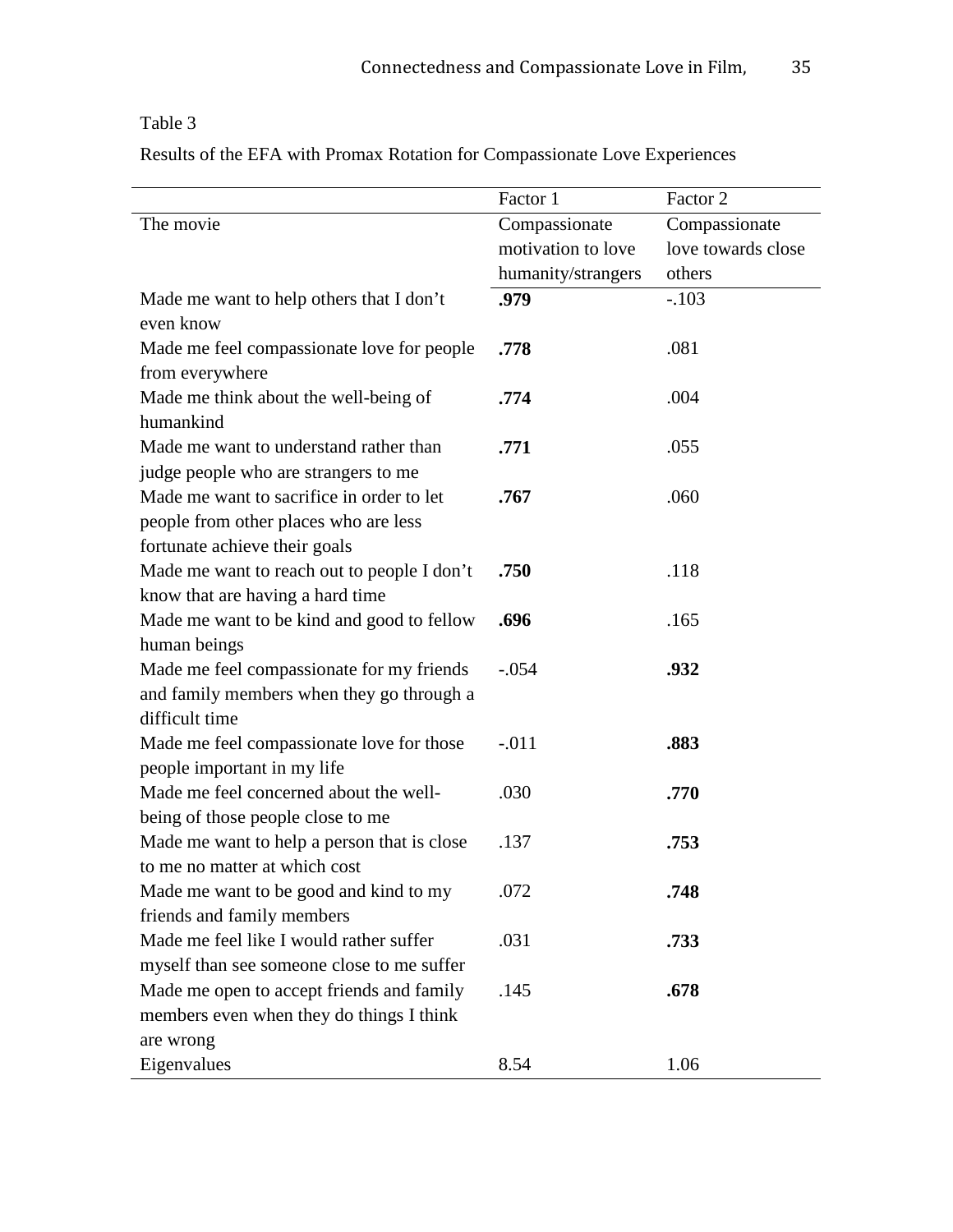Table 3

Results of the EFA with Promax Rotation for Compassionate Love Experiences

| | Factor 1 | Factor 2 |
|---|---|---|
| The movie | Compassionate motivation to love humanity/strangers | Compassionate love towards close others |
| Made me want to help others that I don't even know | **.979** | -.103 |
| Made me feel compassionate love for people from everywhere | **.778** | .081 |
| Made me think about the well-being of humankind | **.774** | .004 |
| Made me want to understand rather than judge people who are strangers to me | **.771** | .055 |
| Made me want to sacrifice in order to let people from other places who are less fortunate achieve their goals | **.767** | .060 |
| Made me want to reach out to people I don't know that are having a hard time | **.750** | .118 |
| Made me want to be kind and good to fellow human beings | **.696** | .165 |
| Made me feel compassionate for my friends and family members when they go through a difficult time | -.054 | **.932** |
| Made me feel compassionate love for those people important in my life | -.011 | **.883** |
| Made me feel concerned about the well-being of those people close to me | .030 | **.770** |
| Made me want to help a person that is close to me no matter at which cost | .137 | **.753** |
| Made me want to be good and kind to my friends and family members | .072 | **.748** |
| Made me feel like I would rather suffer myself than see someone close to me suffer | .031 | **.733** |
| Made me open to accept friends and family members even when they do things I think are wrong | .145 | **.678** |
| Eigenvalues | 8.54 | 1.06 |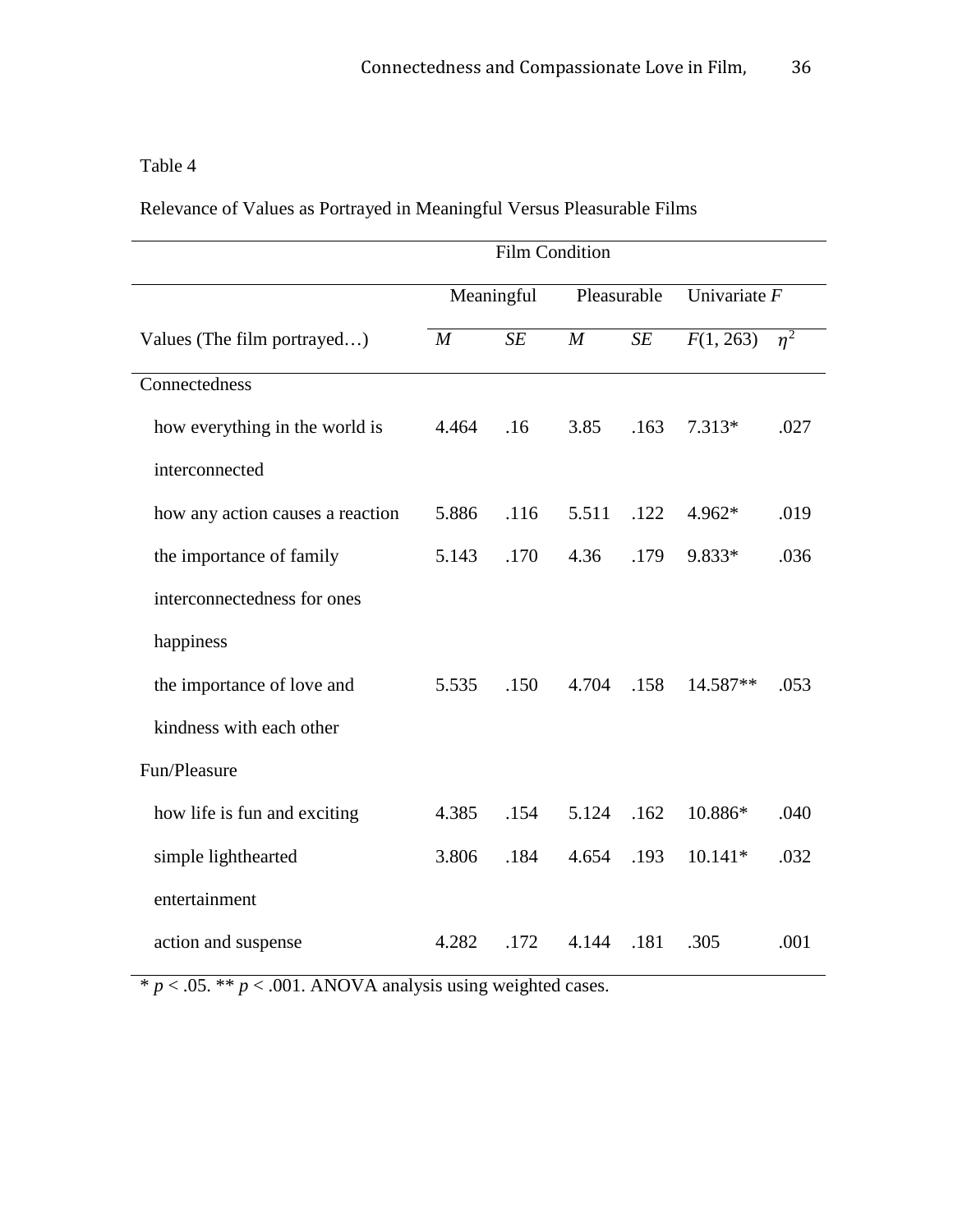Table 4

Relevance of Values as Portrayed in Meaningful Versus Pleasurable Films

| | Film Condition | | | | | |
|---|---|---|---|---|---|---|
| | Meaningful | | Pleasurable | | Univariate *F* | |
| Values (The film portrayed…) | *M* | *SE* | *M* | *SE* | $F(1, 263)$ | $\eta^2$ |
| Connectedness | | | | | | |
| how everything in the world is interconnected | 4.464 | .16 | 3.85 | .163 | 7.313* | .027 |
| how any action causes a reaction | 5.886 | .116 | 5.511 | .122 | 4.962* | .019 |
| the importance of family interconnectedness for ones happiness | 5.143 | .170 | 4.36 | .179 | 9.833* | .036 |
| the importance of love and kindness with each other | 5.535 | .150 | 4.704 | .158 | 14.587** | .053 |
| Fun/Pleasure | | | | | | |
| how life is fun and exciting | 4.385 | .154 | 5.124 | .162 | 10.886* | .040 |
| simple lighthearted entertainment | 3.806 | .184 | 4.654 | .193 | 10.141* | .032 |
| action and suspense | 4.282 | .172 | 4.144 | .181 | .305 | .001 |

* $p < .05$. ** $p < .001$. ANOVA analysis using weighted cases.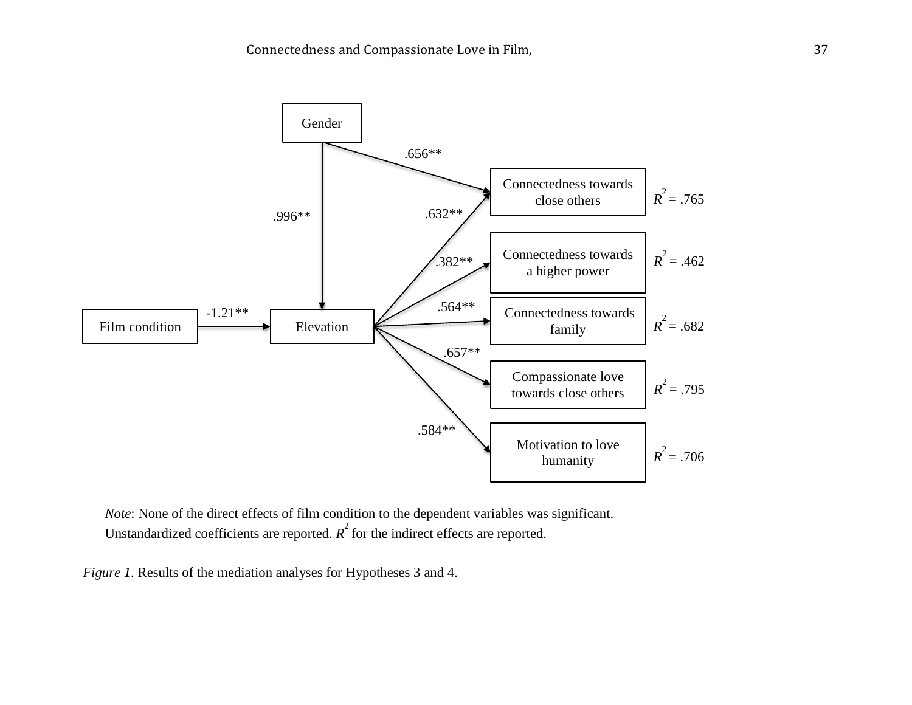*Note*: None of the direct effects of film condition to the dependent variables was significant. Unstandardized coefficients are reported. $R^2$ for the indirect effects are reported.

*Figure 1*. Results of the mediation analyses for Hypotheses 3 and 4.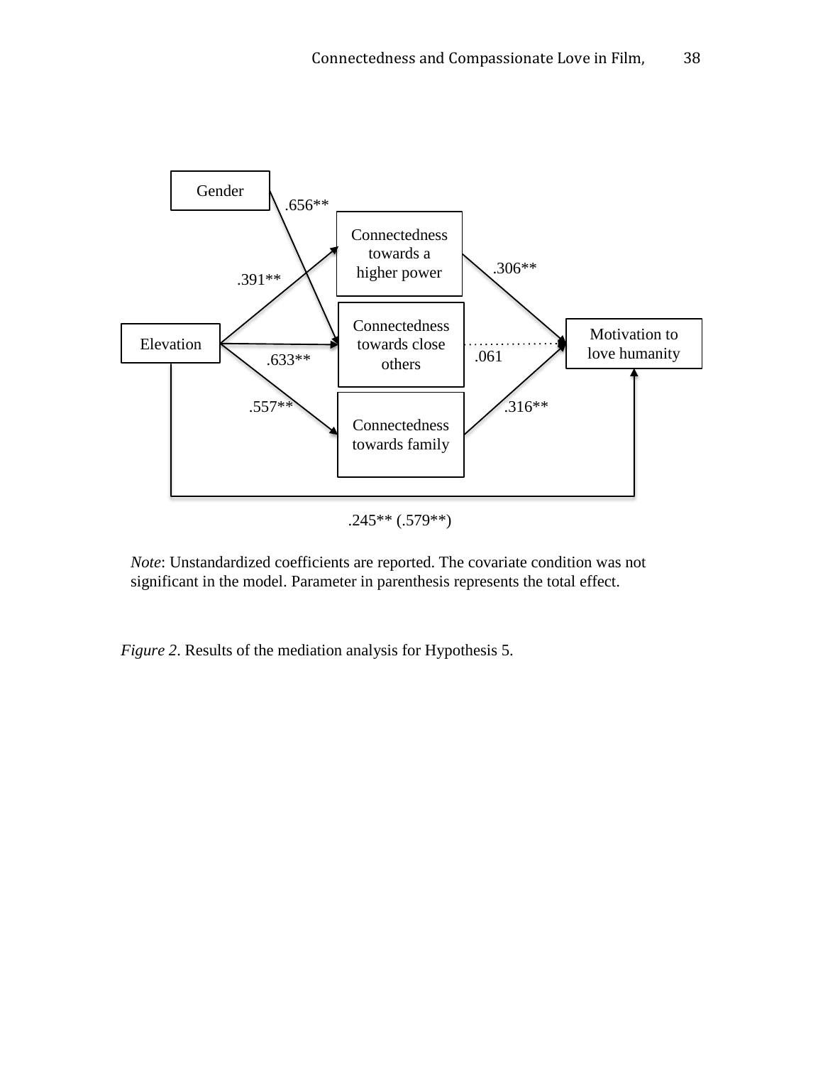Gender

.656**

Connectedness towards a higher power

.306**

.391**

Connectedness towards close others

Motivation to love humanity

Elevation

.061

.633**

.557**

.316**

Connectedness towards family

.245** (.579**)

*Note*: Unstandardized coefficients are reported. The covariate condition was not significant in the model. Parameter in parenthesis represents the total effect.

*Figure 2*. Results of the mediation analysis for Hypothesis 5.